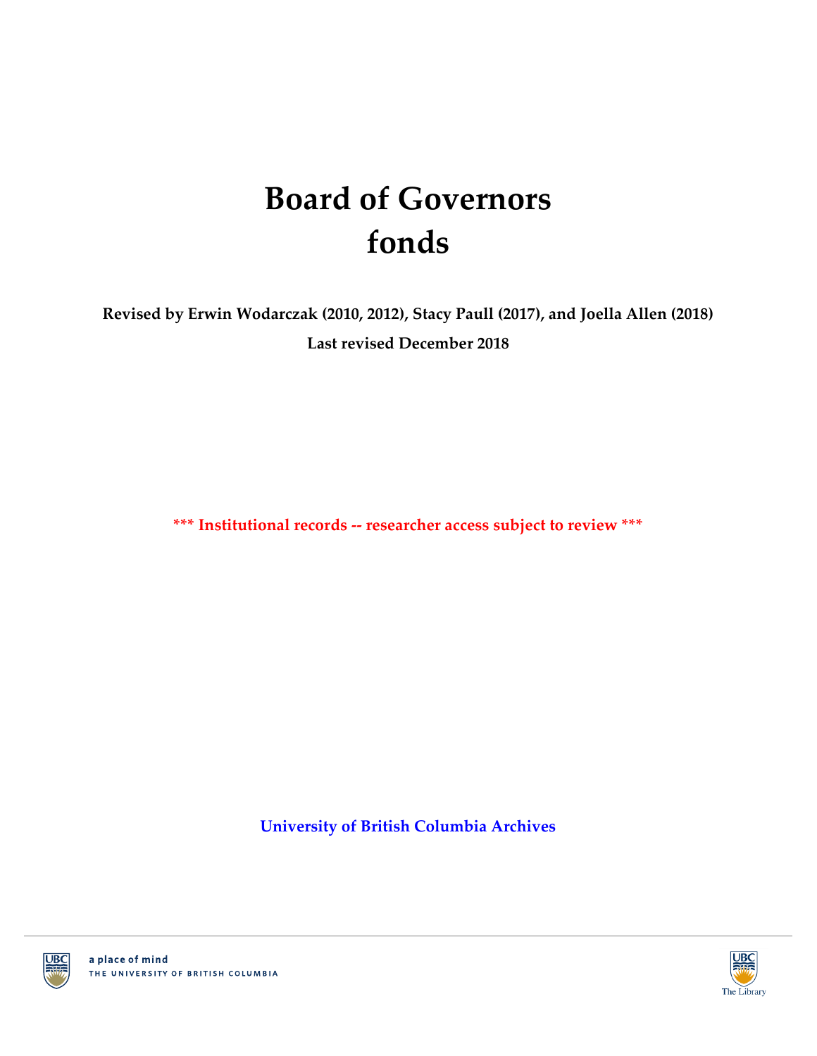# Board of Governors fonds

**Revised by Erwin Wodarczak (2010, 2012), Stacy Paull (2017), and Joella Allen (2018)**

**Last revised December 2018**

**\*\*\* Institutional records -- researcher access subject to review \*\*\***

**University of British Columbia Archives**

a place of mind
THE UNIVERSITY OF BRITISH COLUMBIA

The Library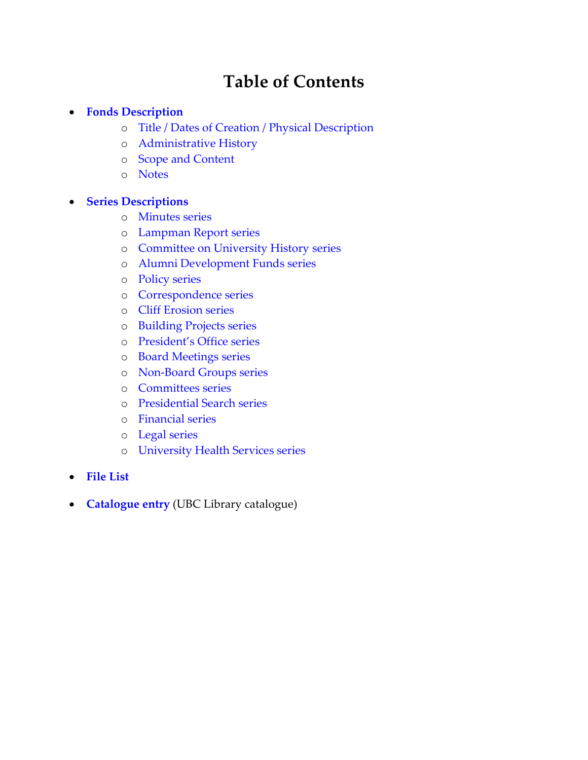# Table of Contents

- **Fonds Description**
  - Title / Dates of Creation / Physical Description
  - Administrative History
  - Scope and Content
  - Notes

- **Series Descriptions**
  - Minutes series
  - Lampman Report series
  - Committee on University History series
  - Alumni Development Funds series
  - Policy series
  - Correspondence series
  - Cliff Erosion series
  - Building Projects series
  - President's Office series
  - Board Meetings series
  - Non-Board Groups series
  - Committees series
  - Presidential Search series
  - Financial series
  - Legal series
  - University Health Services series

- **File List**

- **Catalogue entry** (UBC Library catalogue)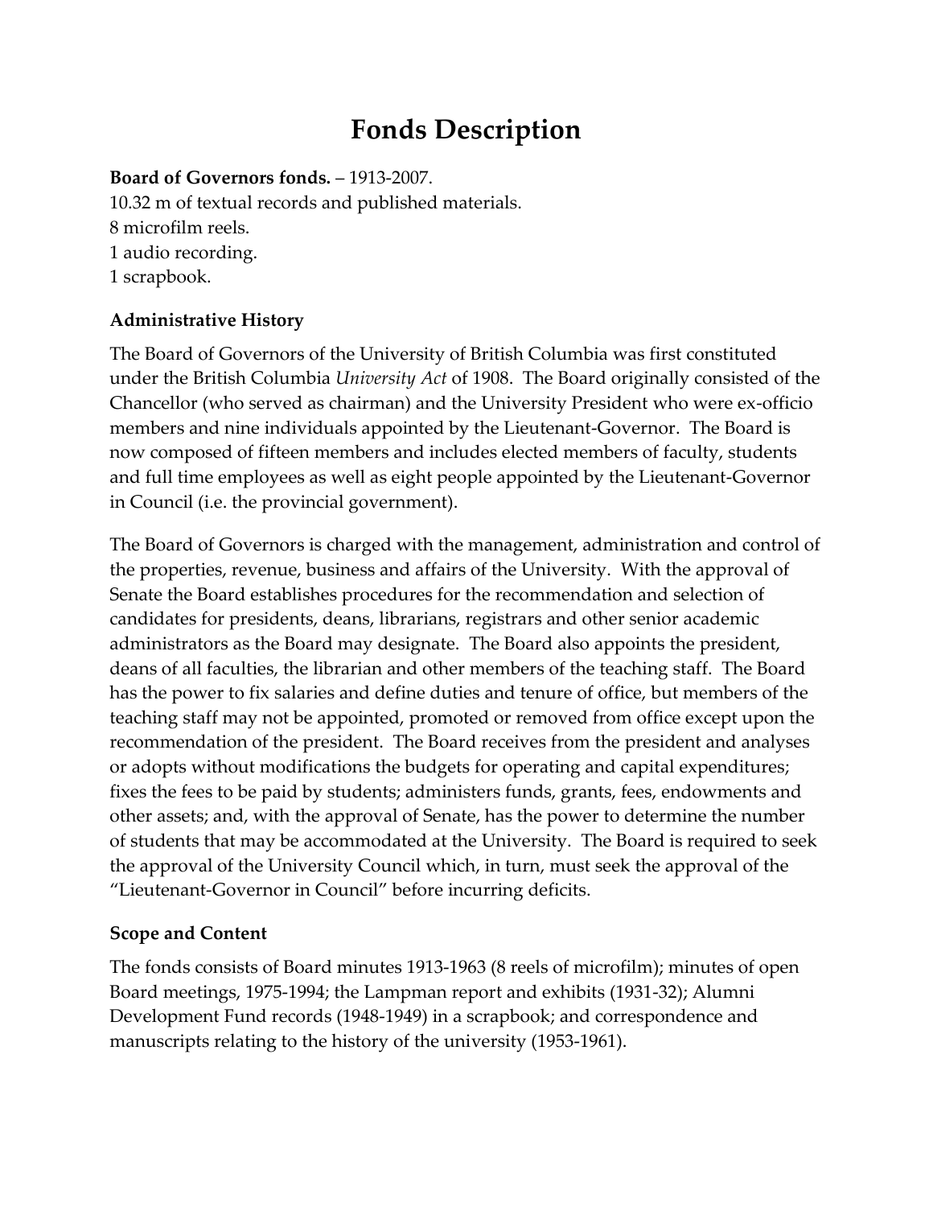# Fonds Description

**Board of Governors fonds.** – 1913-2007.
10.32 m of textual records and published materials.
8 microfilm reels.
1 audio recording.
1 scrapbook.

### Administrative History

The Board of Governors of the University of British Columbia was first constituted under the British Columbia *University Act* of 1908. The Board originally consisted of the Chancellor (who served as chairman) and the University President who were ex-officio members and nine individuals appointed by the Lieutenant-Governor. The Board is now composed of fifteen members and includes elected members of faculty, students and full time employees as well as eight people appointed by the Lieutenant-Governor in Council (i.e. the provincial government).

The Board of Governors is charged with the management, administration and control of the properties, revenue, business and affairs of the University. With the approval of Senate the Board establishes procedures for the recommendation and selection of candidates for presidents, deans, librarians, registrars and other senior academic administrators as the Board may designate. The Board also appoints the president, deans of all faculties, the librarian and other members of the teaching staff. The Board has the power to fix salaries and define duties and tenure of office, but members of the teaching staff may not be appointed, promoted or removed from office except upon the recommendation of the president. The Board receives from the president and analyses or adopts without modifications the budgets for operating and capital expenditures; fixes the fees to be paid by students; administers funds, grants, fees, endowments and other assets; and, with the approval of Senate, has the power to determine the number of students that may be accommodated at the University. The Board is required to seek the approval of the University Council which, in turn, must seek the approval of the "Lieutenant-Governor in Council" before incurring deficits.

### Scope and Content

The fonds consists of Board minutes 1913-1963 (8 reels of microfilm); minutes of open Board meetings, 1975-1994; the Lampman report and exhibits (1931-32); Alumni Development Fund records (1948-1949) in a scrapbook; and correspondence and manuscripts relating to the history of the university (1953-1961).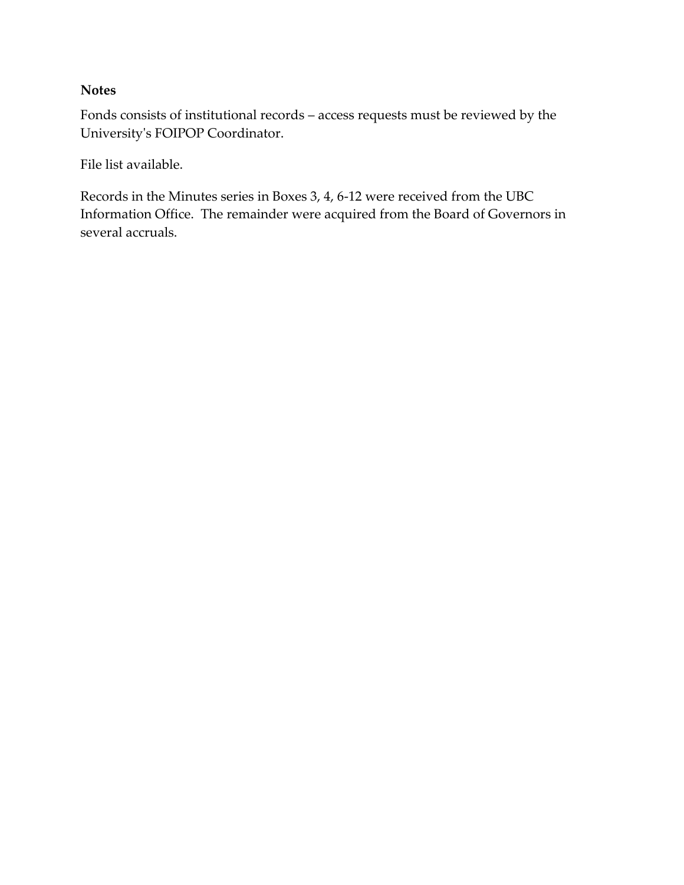**Notes**

Fonds consists of institutional records – access requests must be reviewed by the University's FOIPOP Coordinator.

File list available.

Records in the Minutes series in Boxes 3, 4, 6-12 were received from the UBC Information Office. The remainder were acquired from the Board of Governors in several accruals.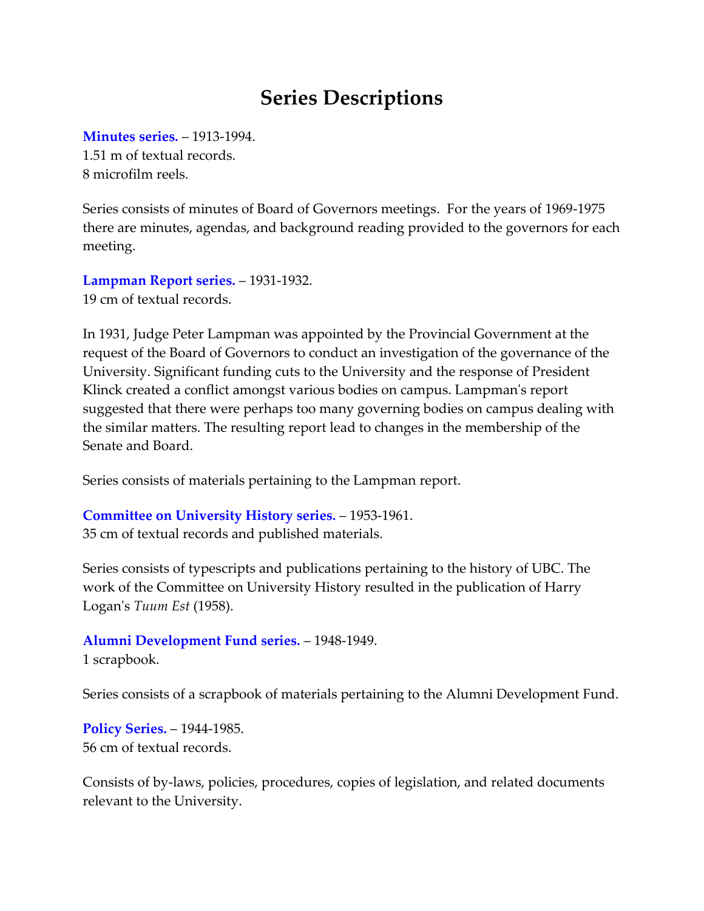# Series Descriptions

**Minutes series.** – 1913-1994.
1.51 m of textual records.
8 microfilm reels.

Series consists of minutes of Board of Governors meetings. For the years of 1969-1975 there are minutes, agendas, and background reading provided to the governors for each meeting.

**Lampman Report series.** – 1931-1932.
19 cm of textual records.

In 1931, Judge Peter Lampman was appointed by the Provincial Government at the request of the Board of Governors to conduct an investigation of the governance of the University. Significant funding cuts to the University and the response of President Klinck created a conflict amongst various bodies on campus. Lampman's report suggested that there were perhaps too many governing bodies on campus dealing with the similar matters. The resulting report lead to changes in the membership of the Senate and Board.

Series consists of materials pertaining to the Lampman report.

**Committee on University History series.** – 1953-1961.
35 cm of textual records and published materials.

Series consists of typescripts and publications pertaining to the history of UBC. The work of the Committee on University History resulted in the publication of Harry Logan's *Tuum Est* (1958).

**Alumni Development Fund series.** – 1948-1949.
1 scrapbook.

Series consists of a scrapbook of materials pertaining to the Alumni Development Fund.

**Policy Series.** – 1944-1985.
56 cm of textual records.

Consists of by-laws, policies, procedures, copies of legislation, and related documents relevant to the University.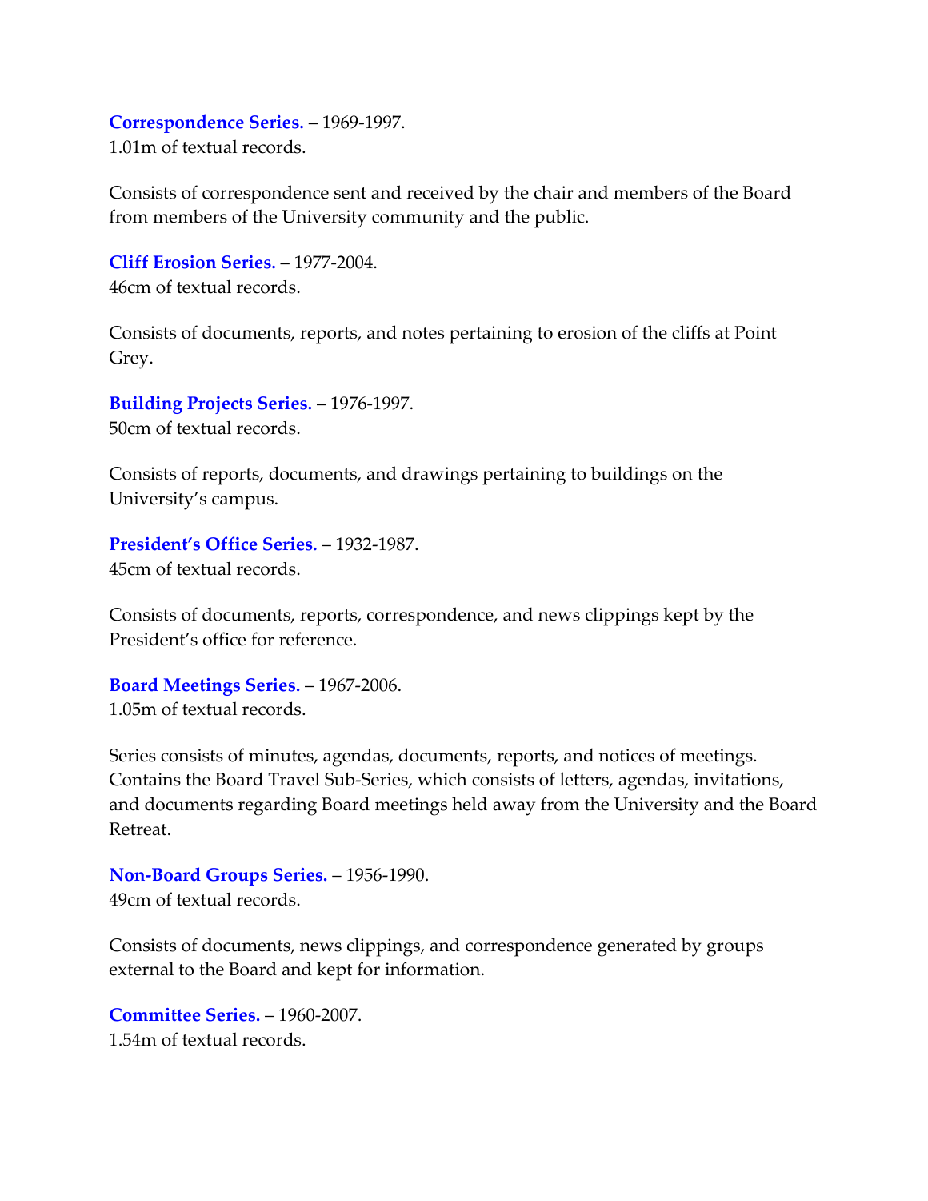**Correspondence Series.** – 1969-1997.
1.01m of textual records.

Consists of correspondence sent and received by the chair and members of the Board from members of the University community and the public.

**Cliff Erosion Series.** – 1977-2004.
46cm of textual records.

Consists of documents, reports, and notes pertaining to erosion of the cliffs at Point Grey.

**Building Projects Series.** – 1976-1997.
50cm of textual records.

Consists of reports, documents, and drawings pertaining to buildings on the University's campus.

**President's Office Series.** – 1932-1987.
45cm of textual records.

Consists of documents, reports, correspondence, and news clippings kept by the President's office for reference.

**Board Meetings Series.** – 1967-2006.
1.05m of textual records.

Series consists of minutes, agendas, documents, reports, and notices of meetings. Contains the Board Travel Sub-Series, which consists of letters, agendas, invitations, and documents regarding Board meetings held away from the University and the Board Retreat.

**Non-Board Groups Series.** – 1956-1990.
49cm of textual records.

Consists of documents, news clippings, and correspondence generated by groups external to the Board and kept for information.

**Committee Series.** – 1960-2007.
1.54m of textual records.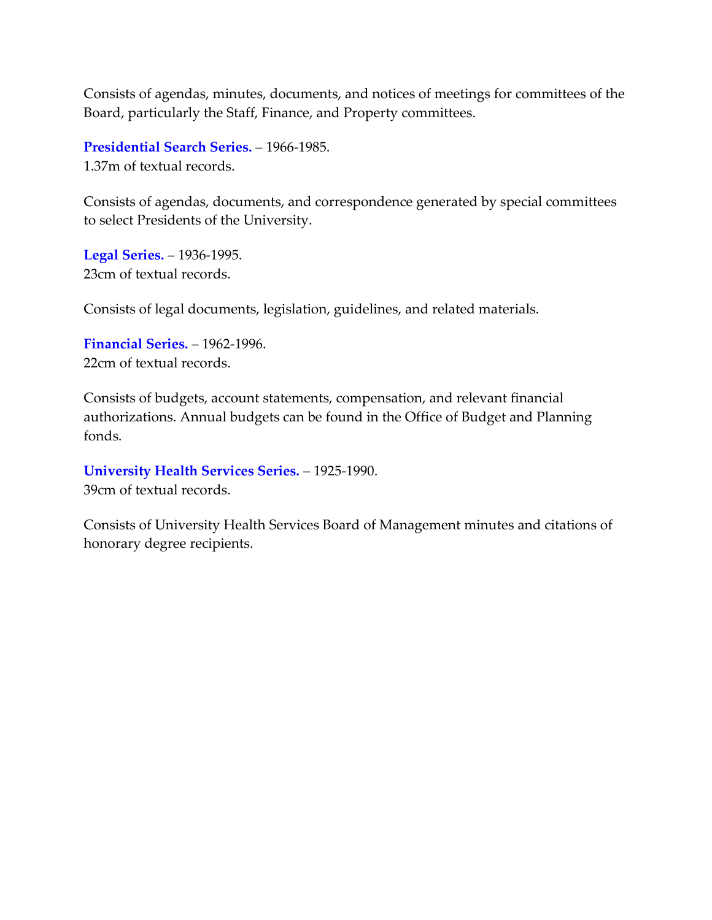Consists of agendas, minutes, documents, and notices of meetings for committees of the Board, particularly the Staff, Finance, and Property committees.

**Presidential Search Series.** – 1966-1985.
1.37m of textual records.

Consists of agendas, documents, and correspondence generated by special committees to select Presidents of the University.

**Legal Series.** – 1936-1995.
23cm of textual records.

Consists of legal documents, legislation, guidelines, and related materials.

**Financial Series.** – 1962-1996.
22cm of textual records.

Consists of budgets, account statements, compensation, and relevant financial authorizations. Annual budgets can be found in the Office of Budget and Planning fonds.

**University Health Services Series.** – 1925-1990.
39cm of textual records.

Consists of University Health Services Board of Management minutes and citations of honorary degree recipients.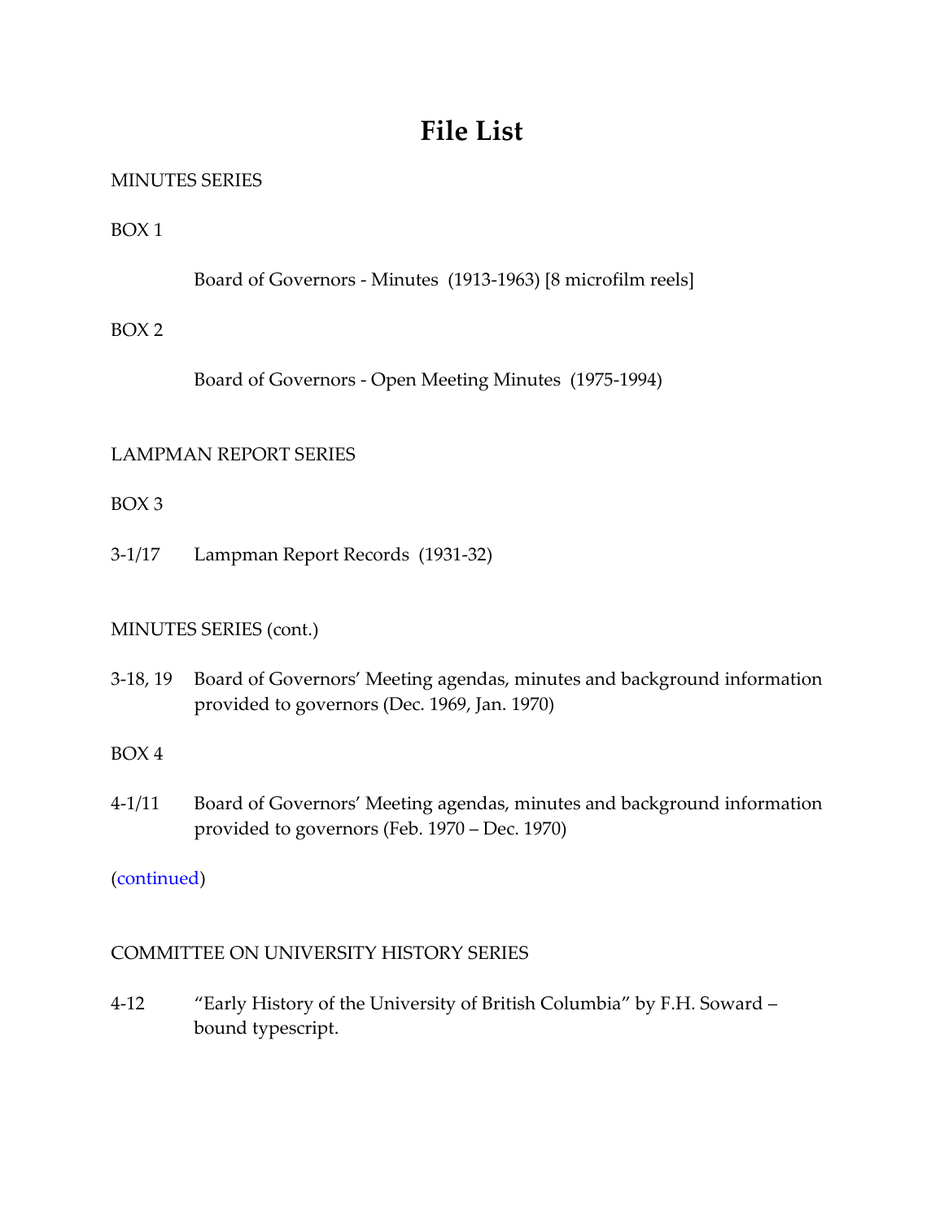# File List

MINUTES SERIES

BOX 1

Board of Governors - Minutes (1913-1963) [8 microfilm reels]

BOX 2

Board of Governors - Open Meeting Minutes (1975-1994)

LAMPMAN REPORT SERIES

BOX 3

3-1/17 Lampman Report Records (1931-32)

MINUTES SERIES (cont.)

3-18, 19 Board of Governors' Meeting agendas, minutes and background information provided to governors (Dec. 1969, Jan. 1970)

BOX 4

4-1/11 Board of Governors' Meeting agendas, minutes and background information provided to governors (Feb. 1970 – Dec. 1970)

(continued)

COMMITTEE ON UNIVERSITY HISTORY SERIES

4-12 "Early History of the University of British Columbia" by F.H. Soward – bound typescript.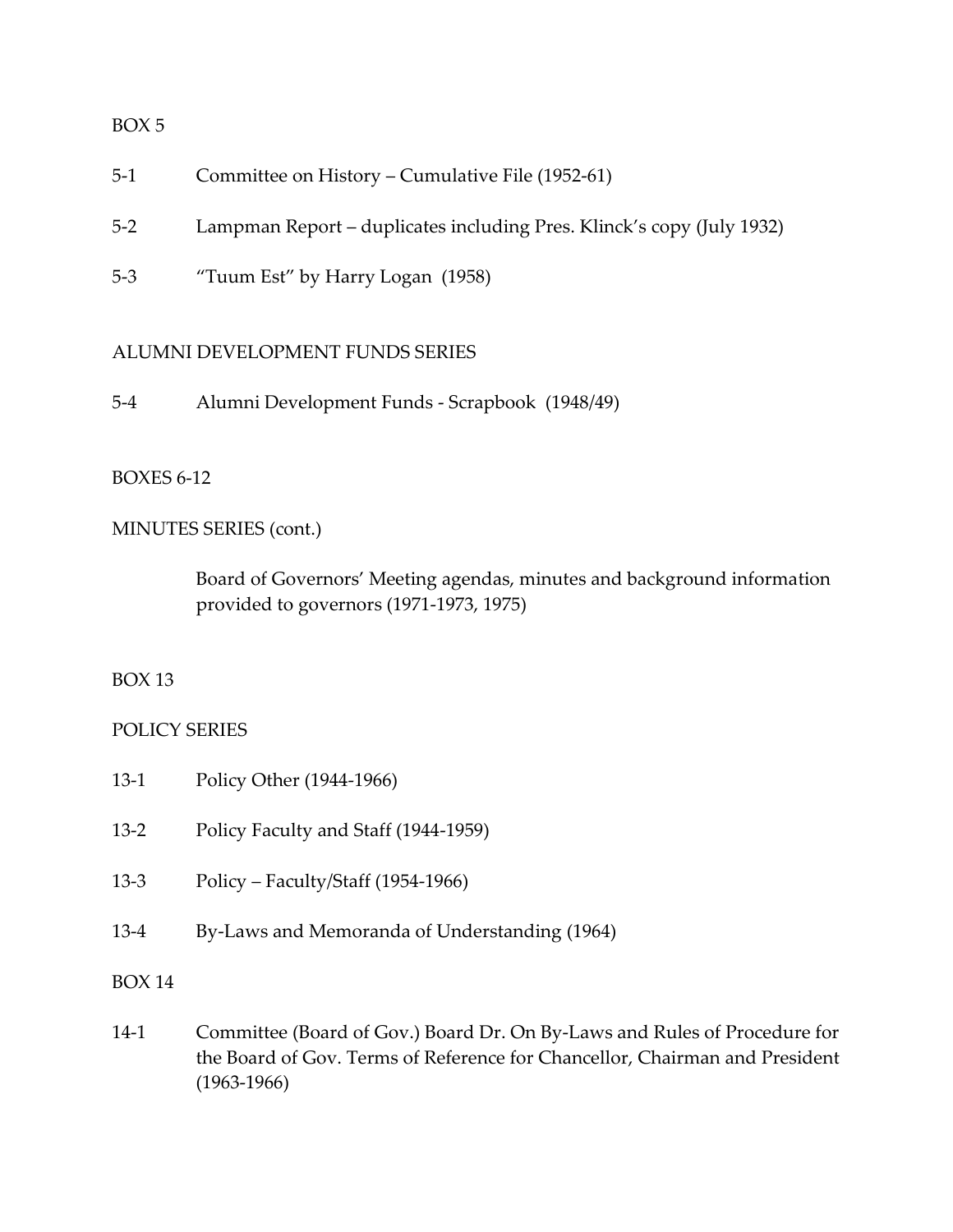BOX 5

5-1 Committee on History – Cumulative File (1952-61)

5-2 Lampman Report – duplicates including Pres. Klinck's copy (July 1932)

5-3 "Tuum Est" by Harry Logan (1958)

ALUMNI DEVELOPMENT FUNDS SERIES

5-4 Alumni Development Funds - Scrapbook (1948/49)

BOXES 6-12

MINUTES SERIES (cont.)

Board of Governors' Meeting agendas, minutes and background information provided to governors (1971-1973, 1975)

BOX 13

POLICY SERIES

13-1 Policy Other (1944-1966)

13-2 Policy Faculty and Staff (1944-1959)

13-3 Policy – Faculty/Staff (1954-1966)

13-4 By-Laws and Memoranda of Understanding (1964)

BOX 14

14-1 Committee (Board of Gov.) Board Dr. On By-Laws and Rules of Procedure for the Board of Gov. Terms of Reference for Chancellor, Chairman and President (1963-1966)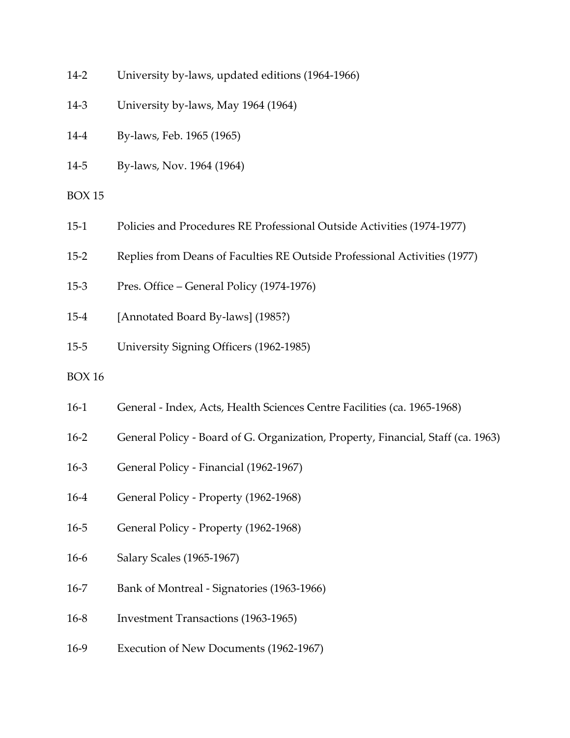14-2 University by-laws, updated editions (1964-1966)

14-3 University by-laws, May 1964 (1964)

14-4 By-laws, Feb. 1965 (1965)

14-5 By-laws, Nov. 1964 (1964)

BOX 15

15-1 Policies and Procedures RE Professional Outside Activities (1974-1977)

15-2 Replies from Deans of Faculties RE Outside Professional Activities (1977)

15-3 Pres. Office – General Policy (1974-1976)

15-4 [Annotated Board By-laws] (1985?)

15-5 University Signing Officers (1962-1985)

BOX 16

16-1 General - Index, Acts, Health Sciences Centre Facilities (ca. 1965-1968)

16-2 General Policy - Board of G. Organization, Property, Financial, Staff (ca. 1963)

16-3 General Policy - Financial (1962-1967)

16-4 General Policy - Property (1962-1968)

16-5 General Policy - Property (1962-1968)

16-6 Salary Scales (1965-1967)

16-7 Bank of Montreal - Signatories (1963-1966)

16-8 Investment Transactions (1963-1965)

16-9 Execution of New Documents (1962-1967)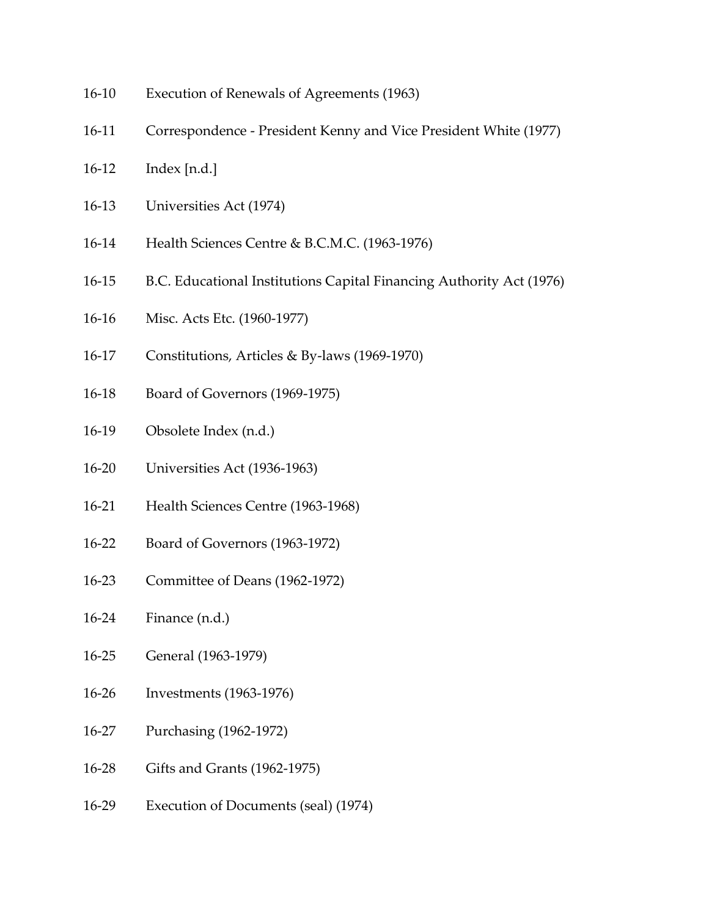16-10 Execution of Renewals of Agreements (1963)

16-11 Correspondence - President Kenny and Vice President White (1977)

16-12 Index [n.d.]

16-13 Universities Act (1974)

16-14 Health Sciences Centre & B.C.M.C. (1963-1976)

16-15 B.C. Educational Institutions Capital Financing Authority Act (1976)

16-16 Misc. Acts Etc. (1960-1977)

16-17 Constitutions, Articles & By-laws (1969-1970)

16-18 Board of Governors (1969-1975)

16-19 Obsolete Index (n.d.)

16-20 Universities Act (1936-1963)

16-21 Health Sciences Centre (1963-1968)

16-22 Board of Governors (1963-1972)

16-23 Committee of Deans (1962-1972)

16-24 Finance (n.d.)

16-25 General (1963-1979)

16-26 Investments (1963-1976)

16-27 Purchasing (1962-1972)

16-28 Gifts and Grants (1962-1975)

16-29 Execution of Documents (seal) (1974)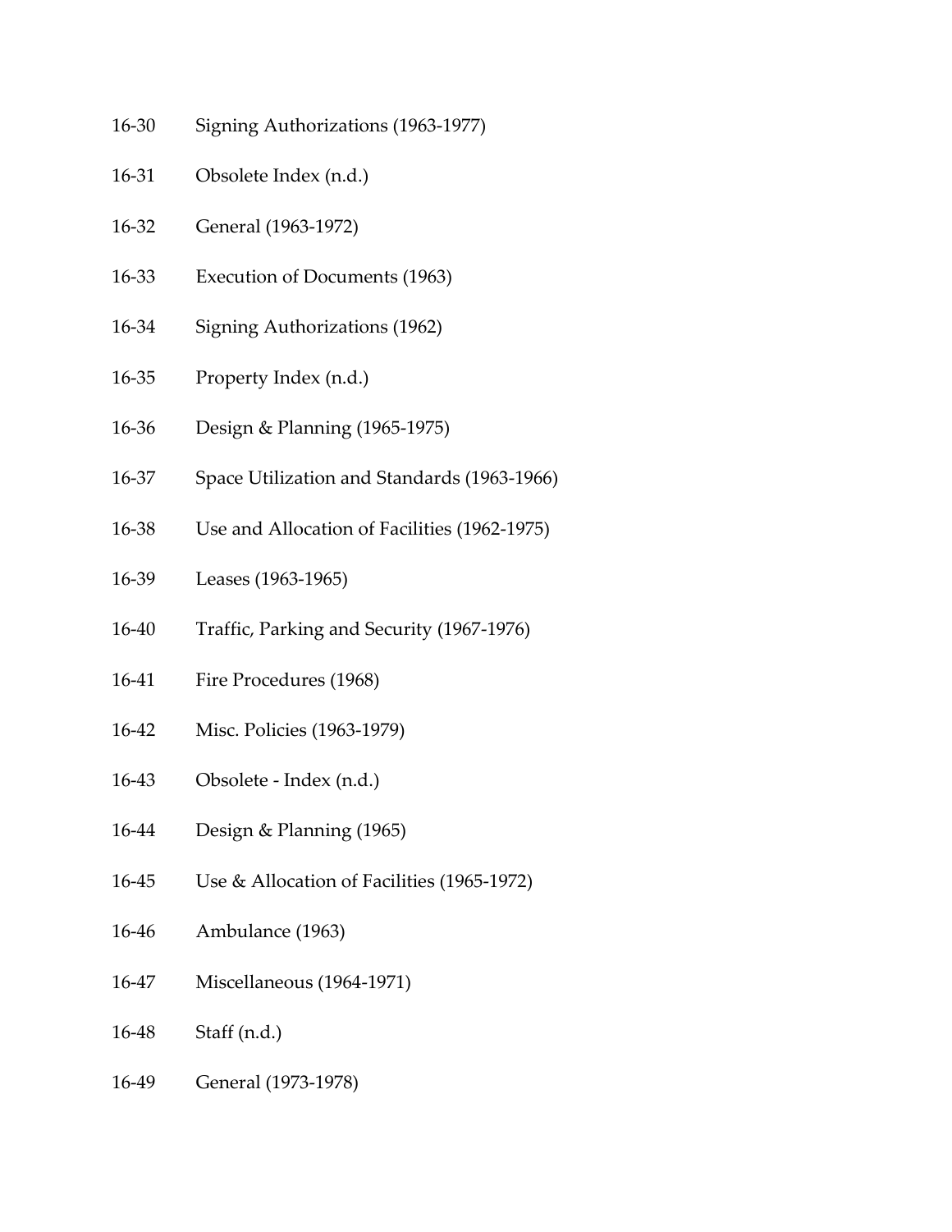16-30 Signing Authorizations (1963-1977)

16-31 Obsolete Index (n.d.)

16-32 General (1963-1972)

16-33 Execution of Documents (1963)

16-34 Signing Authorizations (1962)

16-35 Property Index (n.d.)

16-36 Design & Planning (1965-1975)

16-37 Space Utilization and Standards (1963-1966)

16-38 Use and Allocation of Facilities (1962-1975)

16-39 Leases (1963-1965)

16-40 Traffic, Parking and Security (1967-1976)

16-41 Fire Procedures (1968)

16-42 Misc. Policies (1963-1979)

16-43 Obsolete - Index (n.d.)

16-44 Design & Planning (1965)

16-45 Use & Allocation of Facilities (1965-1972)

16-46 Ambulance (1963)

16-47 Miscellaneous (1964-1971)

16-48 Staff (n.d.)

16-49 General (1973-1978)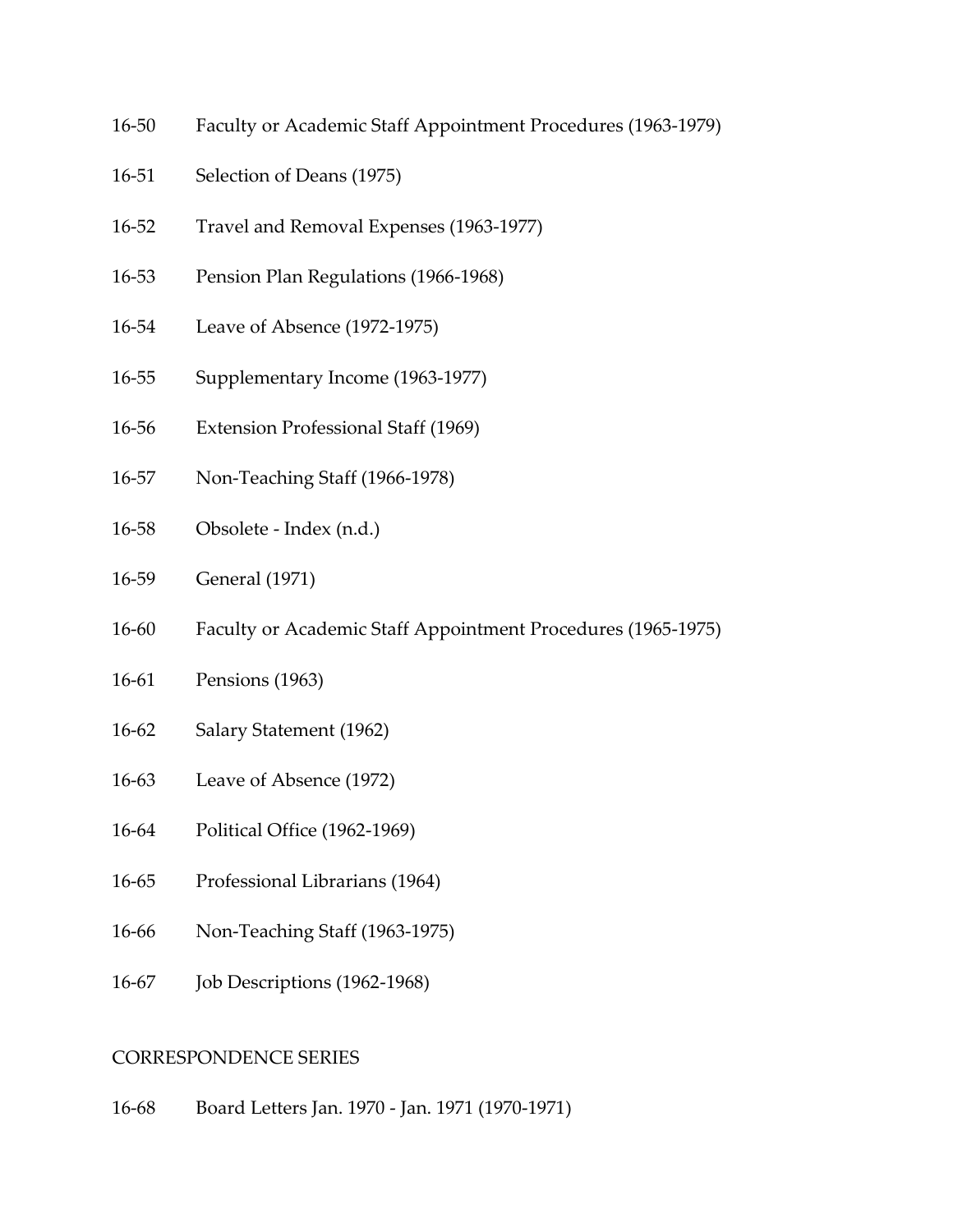16-50 Faculty or Academic Staff Appointment Procedures (1963-1979)

16-51 Selection of Deans (1975)

16-52 Travel and Removal Expenses (1963-1977)

16-53 Pension Plan Regulations (1966-1968)

16-54 Leave of Absence (1972-1975)

16-55 Supplementary Income (1963-1977)

16-56 Extension Professional Staff (1969)

16-57 Non-Teaching Staff (1966-1978)

16-58 Obsolete - Index (n.d.)

16-59 General (1971)

16-60 Faculty or Academic Staff Appointment Procedures (1965-1975)

16-61 Pensions (1963)

16-62 Salary Statement (1962)

16-63 Leave of Absence (1972)

16-64 Political Office (1962-1969)

16-65 Professional Librarians (1964)

16-66 Non-Teaching Staff (1963-1975)

16-67 Job Descriptions (1962-1968)

CORRESPONDENCE SERIES

16-68 Board Letters Jan. 1970 - Jan. 1971 (1970-1971)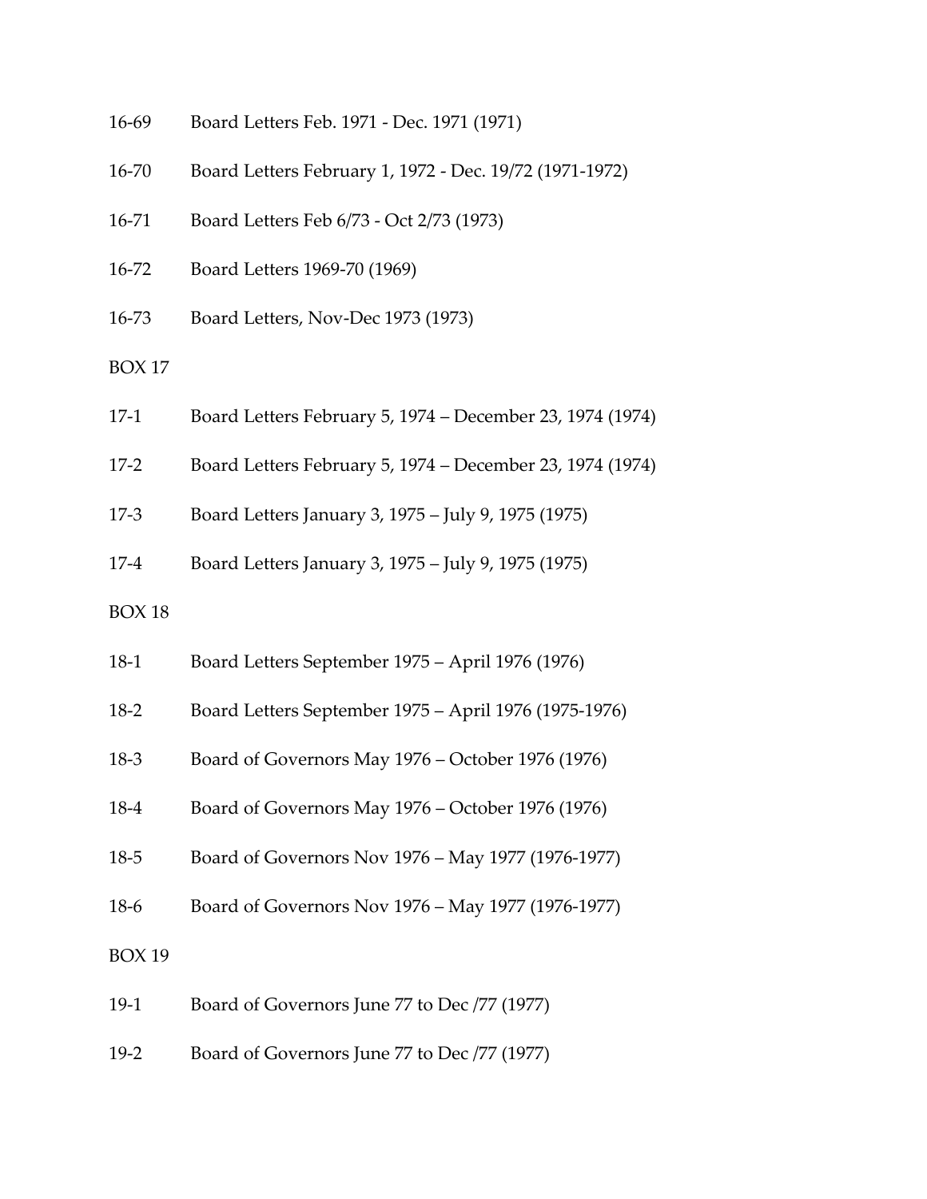16-69 Board Letters Feb. 1971 - Dec. 1971 (1971)

16-70 Board Letters February 1, 1972 - Dec. 19/72 (1971-1972)

16-71 Board Letters Feb 6/73 - Oct 2/73 (1973)

16-72 Board Letters 1969-70 (1969)

16-73 Board Letters, Nov-Dec 1973 (1973)

BOX 17

17-1 Board Letters February 5, 1974 – December 23, 1974 (1974)

17-2 Board Letters February 5, 1974 – December 23, 1974 (1974)

17-3 Board Letters January 3, 1975 – July 9, 1975 (1975)

17-4 Board Letters January 3, 1975 – July 9, 1975 (1975)

BOX 18

18-1 Board Letters September 1975 – April 1976 (1976)

18-2 Board Letters September 1975 – April 1976 (1975-1976)

18-3 Board of Governors May 1976 – October 1976 (1976)

18-4 Board of Governors May 1976 – October 1976 (1976)

18-5 Board of Governors Nov 1976 – May 1977 (1976-1977)

18-6 Board of Governors Nov 1976 – May 1977 (1976-1977)

BOX 19

19-1 Board of Governors June 77 to Dec /77 (1977)

19-2 Board of Governors June 77 to Dec /77 (1977)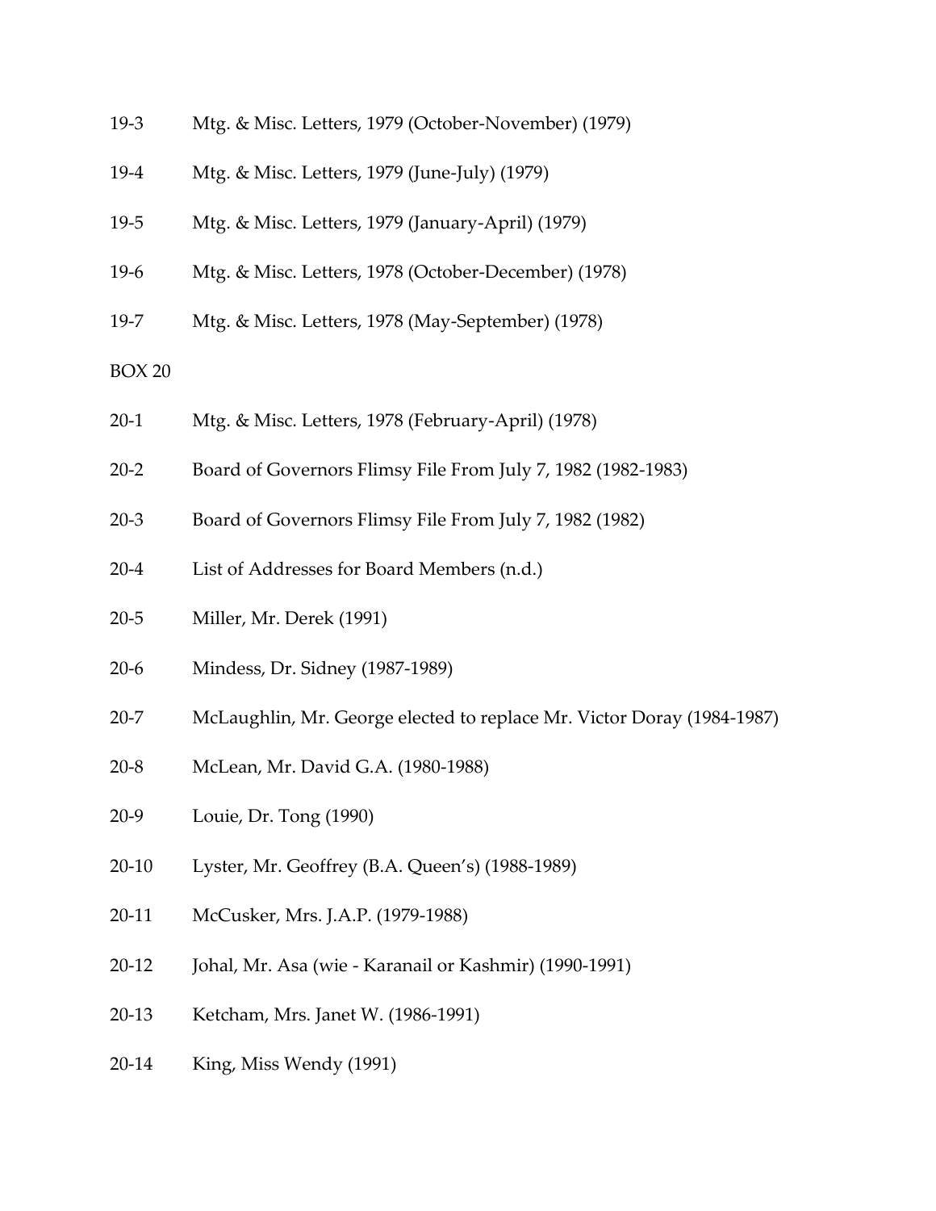19-3 Mtg. & Misc. Letters, 1979 (October-November) (1979)

19-4 Mtg. & Misc. Letters, 1979 (June-July) (1979)

19-5 Mtg. & Misc. Letters, 1979 (January-April) (1979)

19-6 Mtg. & Misc. Letters, 1978 (October-December) (1978)

19-7 Mtg. & Misc. Letters, 1978 (May-September) (1978)

BOX 20

20-1 Mtg. & Misc. Letters, 1978 (February-April) (1978)

20-2 Board of Governors Flimsy File From July 7, 1982 (1982-1983)

20-3 Board of Governors Flimsy File From July 7, 1982 (1982)

20-4 List of Addresses for Board Members (n.d.)

20-5 Miller, Mr. Derek (1991)

20-6 Mindess, Dr. Sidney (1987-1989)

20-7 McLaughlin, Mr. George elected to replace Mr. Victor Doray (1984-1987)

20-8 McLean, Mr. David G.A. (1980-1988)

20-9 Louie, Dr. Tong (1990)

20-10 Lyster, Mr. Geoffrey (B.A. Queen's) (1988-1989)

20-11 McCusker, Mrs. J.A.P. (1979-1988)

20-12 Johal, Mr. Asa (wie - Karanail or Kashmir) (1990-1991)

20-13 Ketcham, Mrs. Janet W. (1986-1991)

20-14 King, Miss Wendy (1991)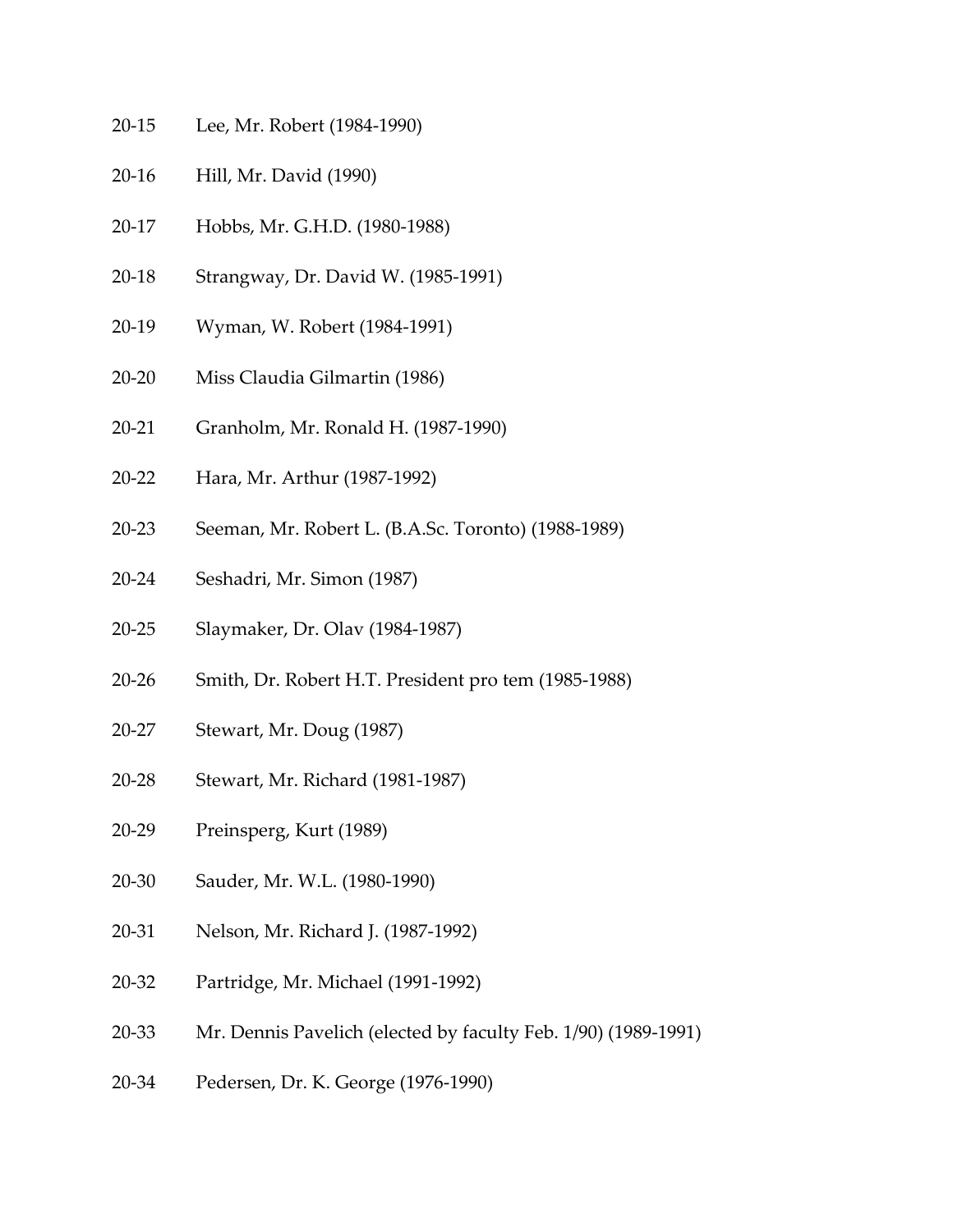20-15 Lee, Mr. Robert (1984-1990)

20-16 Hill, Mr. David (1990)

20-17 Hobbs, Mr. G.H.D. (1980-1988)

20-18 Strangway, Dr. David W. (1985-1991)

20-19 Wyman, W. Robert (1984-1991)

20-20 Miss Claudia Gilmartin (1986)

20-21 Granholm, Mr. Ronald H. (1987-1990)

20-22 Hara, Mr. Arthur (1987-1992)

20-23 Seeman, Mr. Robert L. (B.A.Sc. Toronto) (1988-1989)

20-24 Seshadri, Mr. Simon (1987)

20-25 Slaymaker, Dr. Olav (1984-1987)

20-26 Smith, Dr. Robert H.T. President pro tem (1985-1988)

20-27 Stewart, Mr. Doug (1987)

20-28 Stewart, Mr. Richard (1981-1987)

20-29 Preinsperg, Kurt (1989)

20-30 Sauder, Mr. W.L. (1980-1990)

20-31 Nelson, Mr. Richard J. (1987-1992)

20-32 Partridge, Mr. Michael (1991-1992)

20-33 Mr. Dennis Pavelich (elected by faculty Feb. 1/90) (1989-1991)

20-34 Pedersen, Dr. K. George (1976-1990)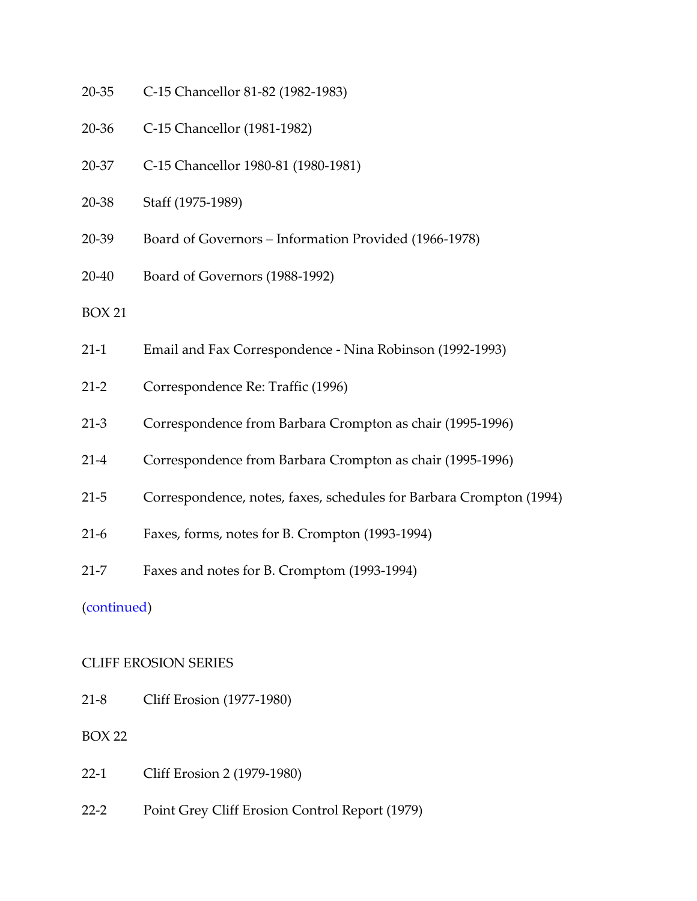20-35 C-15 Chancellor 81-82 (1982-1983)

20-36 C-15 Chancellor (1981-1982)

20-37 C-15 Chancellor 1980-81 (1980-1981)

20-38 Staff (1975-1989)

20-39 Board of Governors – Information Provided (1966-1978)

20-40 Board of Governors (1988-1992)

BOX 21

21-1 Email and Fax Correspondence - Nina Robinson (1992-1993)

21-2 Correspondence Re: Traffic (1996)

21-3 Correspondence from Barbara Crompton as chair (1995-1996)

21-4 Correspondence from Barbara Crompton as chair (1995-1996)

21-5 Correspondence, notes, faxes, schedules for Barbara Crompton (1994)

21-6 Faxes, forms, notes for B. Crompton (1993-1994)

21-7 Faxes and notes for B. Cromptom (1993-1994)

(continued)

CLIFF EROSION SERIES

21-8 Cliff Erosion (1977-1980)

BOX 22

22-1 Cliff Erosion 2 (1979-1980)

22-2 Point Grey Cliff Erosion Control Report (1979)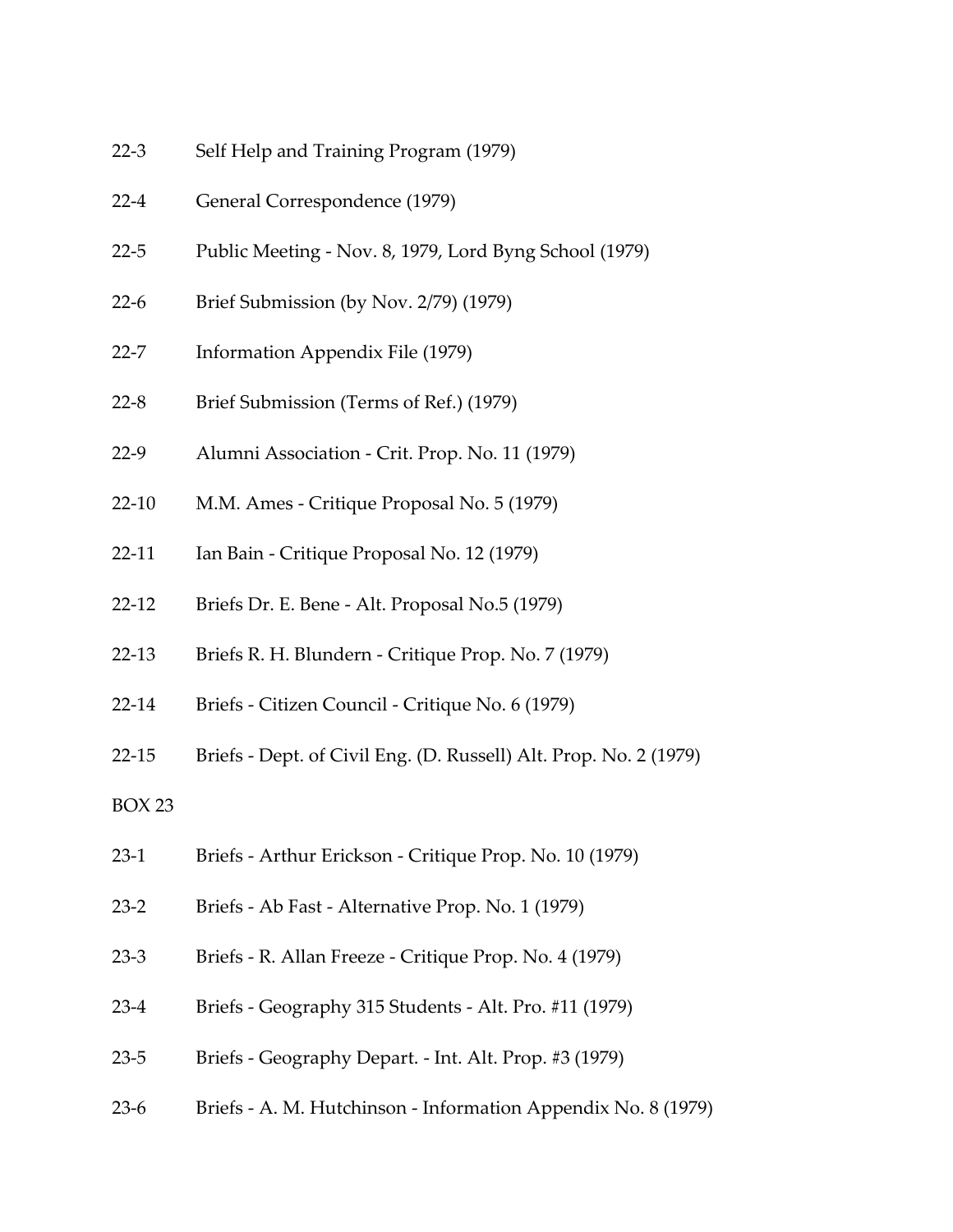22-3 Self Help and Training Program (1979)

22-4 General Correspondence (1979)

22-5 Public Meeting - Nov. 8, 1979, Lord Byng School (1979)

22-6 Brief Submission (by Nov. 2/79) (1979)

22-7 Information Appendix File (1979)

22-8 Brief Submission (Terms of Ref.) (1979)

22-9 Alumni Association - Crit. Prop. No. 11 (1979)

22-10 M.M. Ames - Critique Proposal No. 5 (1979)

22-11 Ian Bain - Critique Proposal No. 12 (1979)

22-12 Briefs Dr. E. Bene - Alt. Proposal No.5 (1979)

22-13 Briefs R. H. Blundern - Critique Prop. No. 7 (1979)

22-14 Briefs - Citizen Council - Critique No. 6 (1979)

22-15 Briefs - Dept. of Civil Eng. (D. Russell) Alt. Prop. No. 2 (1979)

BOX 23

23-1 Briefs - Arthur Erickson - Critique Prop. No. 10 (1979)

23-2 Briefs - Ab Fast - Alternative Prop. No. 1 (1979)

23-3 Briefs - R. Allan Freeze - Critique Prop. No. 4 (1979)

23-4 Briefs - Geography 315 Students - Alt. Pro. #11 (1979)

23-5 Briefs - Geography Depart. - Int. Alt. Prop. #3 (1979)

23-6 Briefs - A. M. Hutchinson - Information Appendix No. 8 (1979)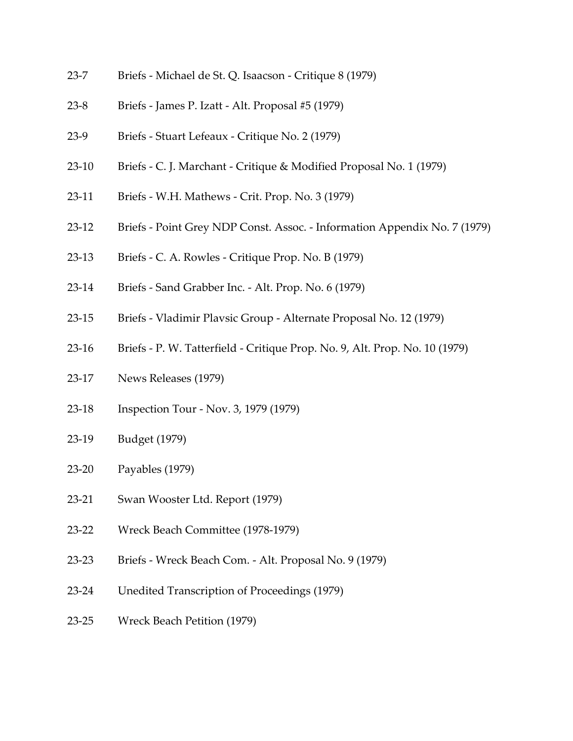23-7 Briefs - Michael de St. Q. Isaacson - Critique 8 (1979)

23-8 Briefs - James P. Izatt - Alt. Proposal #5 (1979)

23-9 Briefs - Stuart Lefeaux - Critique No. 2 (1979)

23-10 Briefs - C. J. Marchant - Critique & Modified Proposal No. 1 (1979)

23-11 Briefs - W.H. Mathews - Crit. Prop. No. 3 (1979)

23-12 Briefs - Point Grey NDP Const. Assoc. - Information Appendix No. 7 (1979)

23-13 Briefs - C. A. Rowles - Critique Prop. No. B (1979)

23-14 Briefs - Sand Grabber Inc. - Alt. Prop. No. 6 (1979)

23-15 Briefs - Vladimir Plavsic Group - Alternate Proposal No. 12 (1979)

23-16 Briefs - P. W. Tatterfield - Critique Prop. No. 9, Alt. Prop. No. 10 (1979)

23-17 News Releases (1979)

23-18 Inspection Tour - Nov. 3, 1979 (1979)

23-19 Budget (1979)

23-20 Payables (1979)

23-21 Swan Wooster Ltd. Report (1979)

23-22 Wreck Beach Committee (1978-1979)

23-23 Briefs - Wreck Beach Com. - Alt. Proposal No. 9 (1979)

23-24 Unedited Transcription of Proceedings (1979)

23-25 Wreck Beach Petition (1979)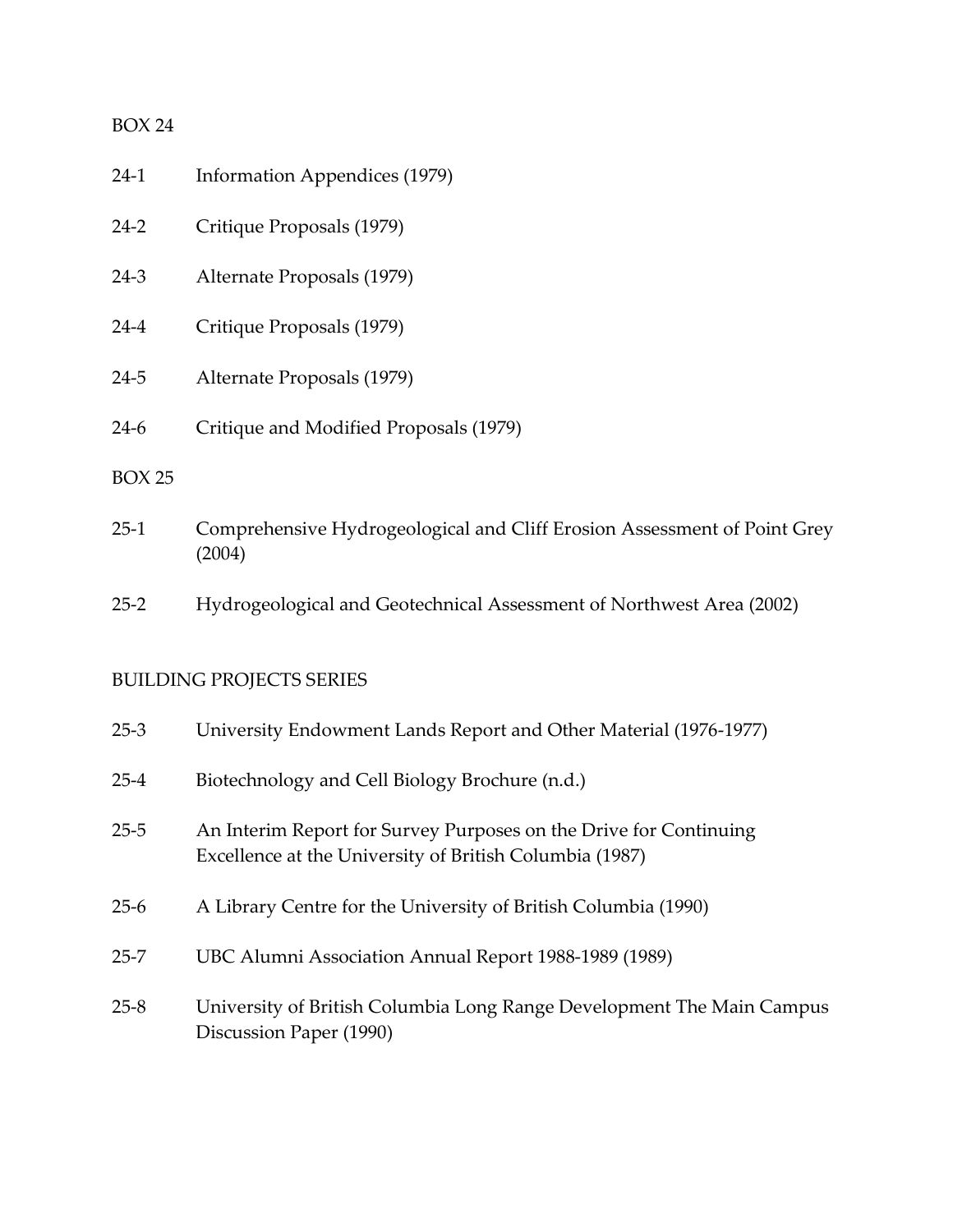BOX 24

| | |
|---|---|
| 24-1 | Information Appendices (1979) |
| 24-2 | Critique Proposals (1979) |
| 24-3 | Alternate Proposals (1979) |
| 24-4 | Critique Proposals (1979) |
| 24-5 | Alternate Proposals (1979) |
| 24-6 | Critique and Modified Proposals (1979) |

BOX 25

| | |
|---|---|
| 25-1 | Comprehensive Hydrogeological and Cliff Erosion Assessment of Point Grey (2004) |
| 25-2 | Hydrogeological and Geotechnical Assessment of Northwest Area (2002) |

BUILDING PROJECTS SERIES

| | |
|---|---|
| 25-3 | University Endowment Lands Report and Other Material (1976-1977) |
| 25-4 | Biotechnology and Cell Biology Brochure (n.d.) |
| 25-5 | An Interim Report for Survey Purposes on the Drive for Continuing Excellence at the University of British Columbia (1987) |
| 25-6 | A Library Centre for the University of British Columbia (1990) |
| 25-7 | UBC Alumni Association Annual Report 1988-1989 (1989) |
| 25-8 | University of British Columbia Long Range Development The Main Campus Discussion Paper (1990) |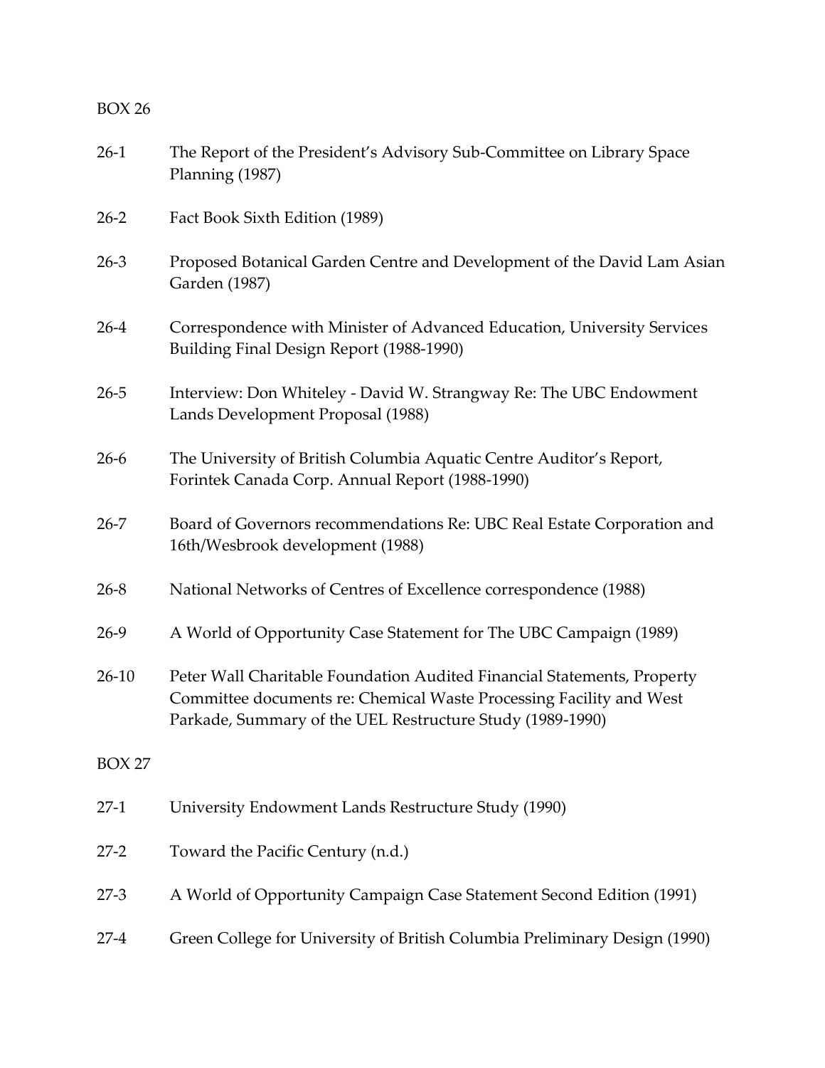BOX 26

| | |
|---|---|
| 26-1 | The Report of the President's Advisory Sub-Committee on Library Space Planning (1987) |
| 26-2 | Fact Book Sixth Edition (1989) |
| 26-3 | Proposed Botanical Garden Centre and Development of the David Lam Asian Garden (1987) |
| 26-4 | Correspondence with Minister of Advanced Education, University Services Building Final Design Report (1988-1990) |
| 26-5 | Interview: Don Whiteley - David W. Strangway Re: The UBC Endowment Lands Development Proposal (1988) |
| 26-6 | The University of British Columbia Aquatic Centre Auditor's Report, Forintek Canada Corp. Annual Report (1988-1990) |
| 26-7 | Board of Governors recommendations Re: UBC Real Estate Corporation and 16th/Wesbrook development (1988) |
| 26-8 | National Networks of Centres of Excellence correspondence (1988) |
| 26-9 | A World of Opportunity Case Statement for The UBC Campaign (1989) |
| 26-10 | Peter Wall Charitable Foundation Audited Financial Statements, Property Committee documents re: Chemical Waste Processing Facility and West Parkade, Summary of the UEL Restructure Study (1989-1990) |

BOX 27

| | |
|---|---|
| 27-1 | University Endowment Lands Restructure Study (1990) |
| 27-2 | Toward the Pacific Century (n.d.) |
| 27-3 | A World of Opportunity Campaign Case Statement Second Edition (1991) |
| 27-4 | Green College for University of British Columbia Preliminary Design (1990) |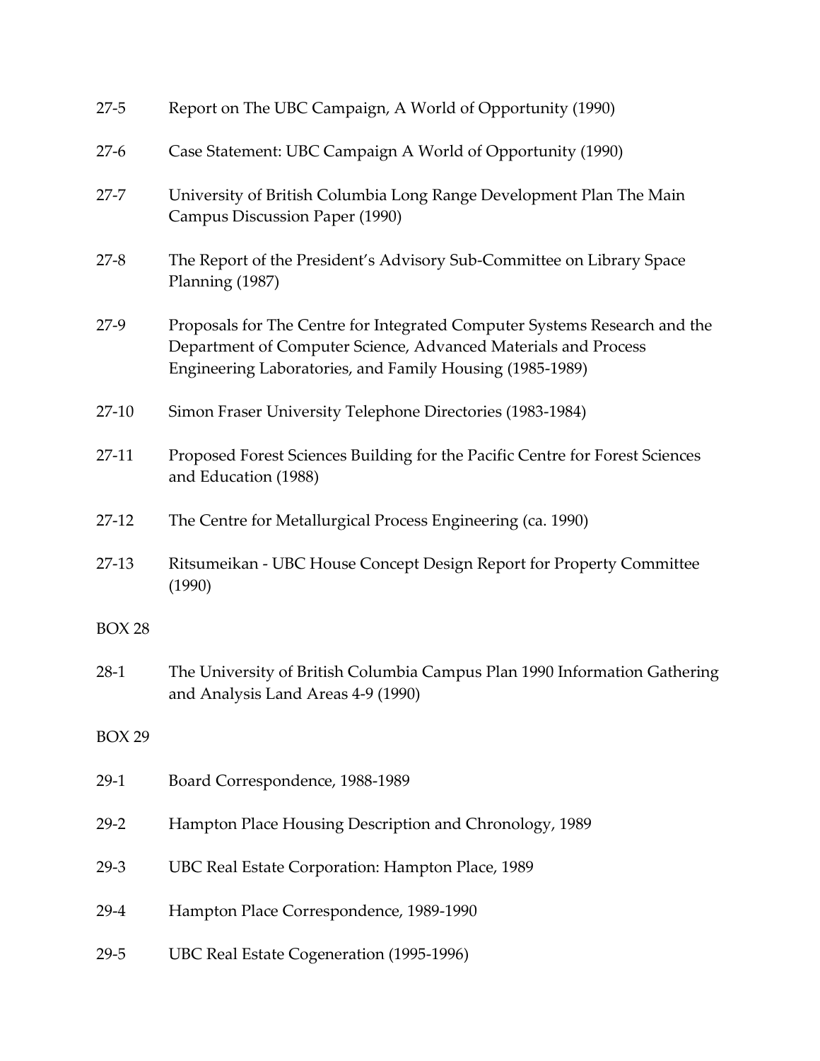| | |
|---|---|
| 27-5 | Report on The UBC Campaign, A World of Opportunity (1990) |
| 27-6 | Case Statement: UBC Campaign A World of Opportunity (1990) |
| 27-7 | University of British Columbia Long Range Development Plan The Main Campus Discussion Paper (1990) |
| 27-8 | The Report of the President's Advisory Sub-Committee on Library Space Planning (1987) |
| 27-9 | Proposals for The Centre for Integrated Computer Systems Research and the Department of Computer Science, Advanced Materials and Process Engineering Laboratories, and Family Housing (1985-1989) |
| 27-10 | Simon Fraser University Telephone Directories (1983-1984) |
| 27-11 | Proposed Forest Sciences Building for the Pacific Centre for Forest Sciences and Education (1988) |
| 27-12 | The Centre for Metallurgical Process Engineering (ca. 1990) |
| 27-13 | Ritsumeikan - UBC House Concept Design Report for Property Committee (1990) |

BOX 28

| | |
|---|---|
| 28-1 | The University of British Columbia Campus Plan 1990 Information Gathering and Analysis Land Areas 4-9 (1990) |

BOX 29

| | |
|---|---|
| 29-1 | Board Correspondence, 1988-1989 |
| 29-2 | Hampton Place Housing Description and Chronology, 1989 |
| 29-3 | UBC Real Estate Corporation: Hampton Place, 1989 |
| 29-4 | Hampton Place Correspondence, 1989-1990 |
| 29-5 | UBC Real Estate Cogeneration (1995-1996) |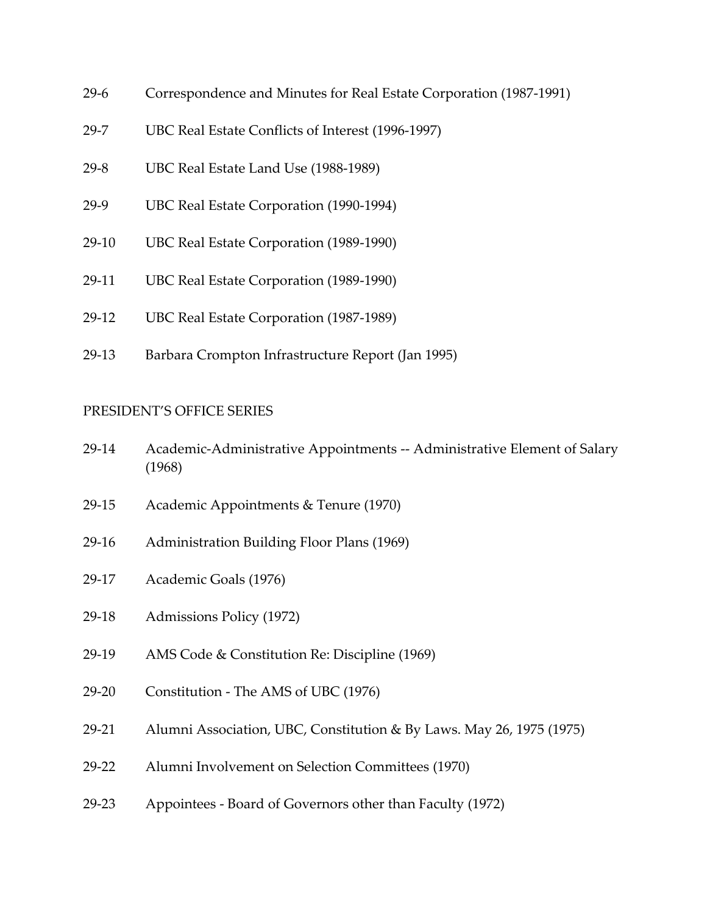29-6 Correspondence and Minutes for Real Estate Corporation (1987-1991)

29-7 UBC Real Estate Conflicts of Interest (1996-1997)

29-8 UBC Real Estate Land Use (1988-1989)

29-9 UBC Real Estate Corporation (1990-1994)

29-10 UBC Real Estate Corporation (1989-1990)

29-11 UBC Real Estate Corporation (1989-1990)

29-12 UBC Real Estate Corporation (1987-1989)

29-13 Barbara Crompton Infrastructure Report (Jan 1995)

PRESIDENT'S OFFICE SERIES

29-14 Academic-Administrative Appointments -- Administrative Element of Salary (1968)

29-15 Academic Appointments & Tenure (1970)

29-16 Administration Building Floor Plans (1969)

29-17 Academic Goals (1976)

29-18 Admissions Policy (1972)

29-19 AMS Code & Constitution Re: Discipline (1969)

29-20 Constitution - The AMS of UBC (1976)

29-21 Alumni Association, UBC, Constitution & By Laws. May 26, 1975 (1975)

29-22 Alumni Involvement on Selection Committees (1970)

29-23 Appointees - Board of Governors other than Faculty (1972)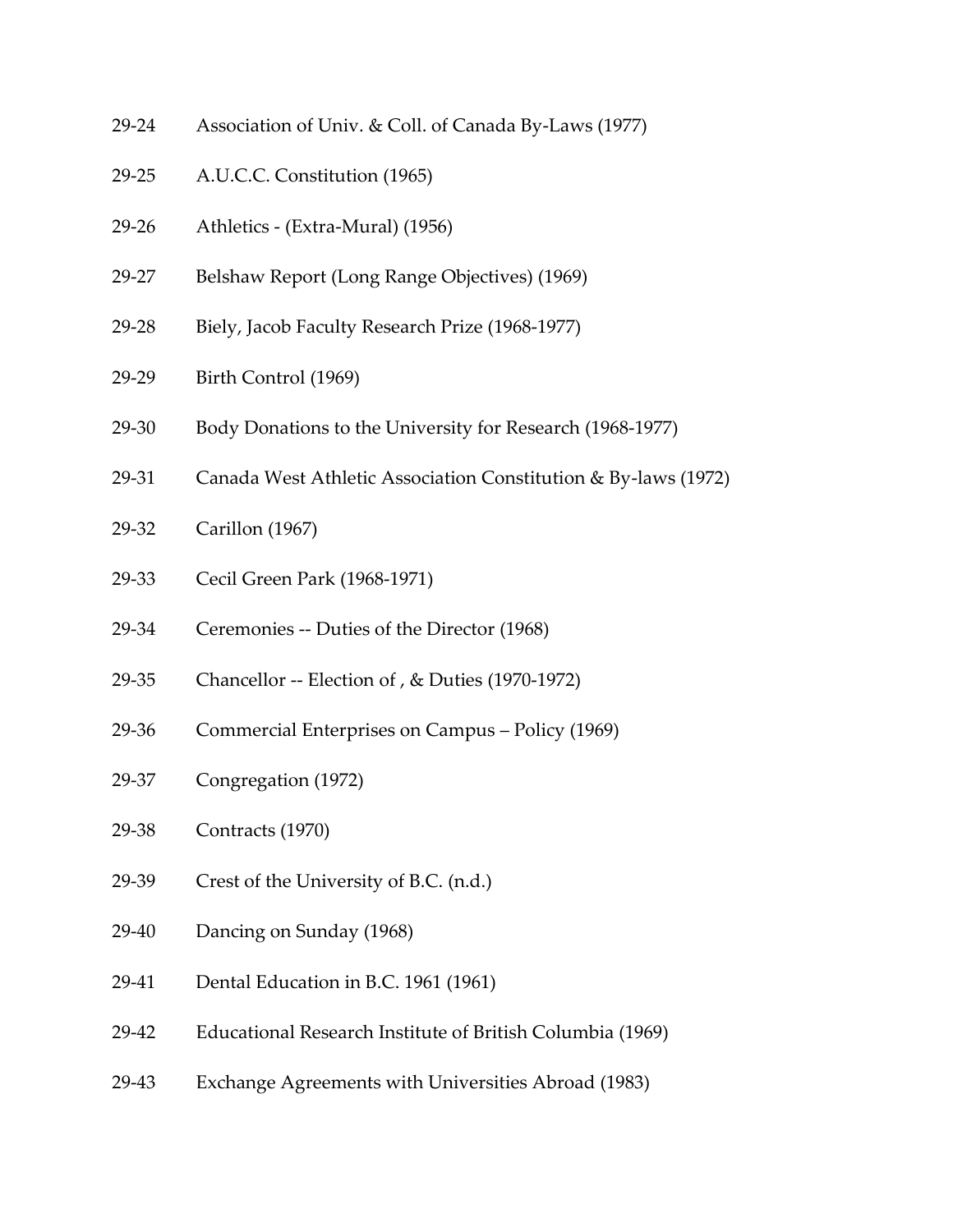29-24 Association of Univ. & Coll. of Canada By-Laws (1977)

29-25 A.U.C.C. Constitution (1965)

29-26 Athletics - (Extra-Mural) (1956)

29-27 Belshaw Report (Long Range Objectives) (1969)

29-28 Biely, Jacob Faculty Research Prize (1968-1977)

29-29 Birth Control (1969)

29-30 Body Donations to the University for Research (1968-1977)

29-31 Canada West Athletic Association Constitution & By-laws (1972)

29-32 Carillon (1967)

29-33 Cecil Green Park (1968-1971)

29-34 Ceremonies -- Duties of the Director (1968)

29-35 Chancellor -- Election of , & Duties (1970-1972)

29-36 Commercial Enterprises on Campus – Policy (1969)

29-37 Congregation (1972)

29-38 Contracts (1970)

29-39 Crest of the University of B.C. (n.d.)

29-40 Dancing on Sunday (1968)

29-41 Dental Education in B.C. 1961 (1961)

29-42 Educational Research Institute of British Columbia (1969)

29-43 Exchange Agreements with Universities Abroad (1983)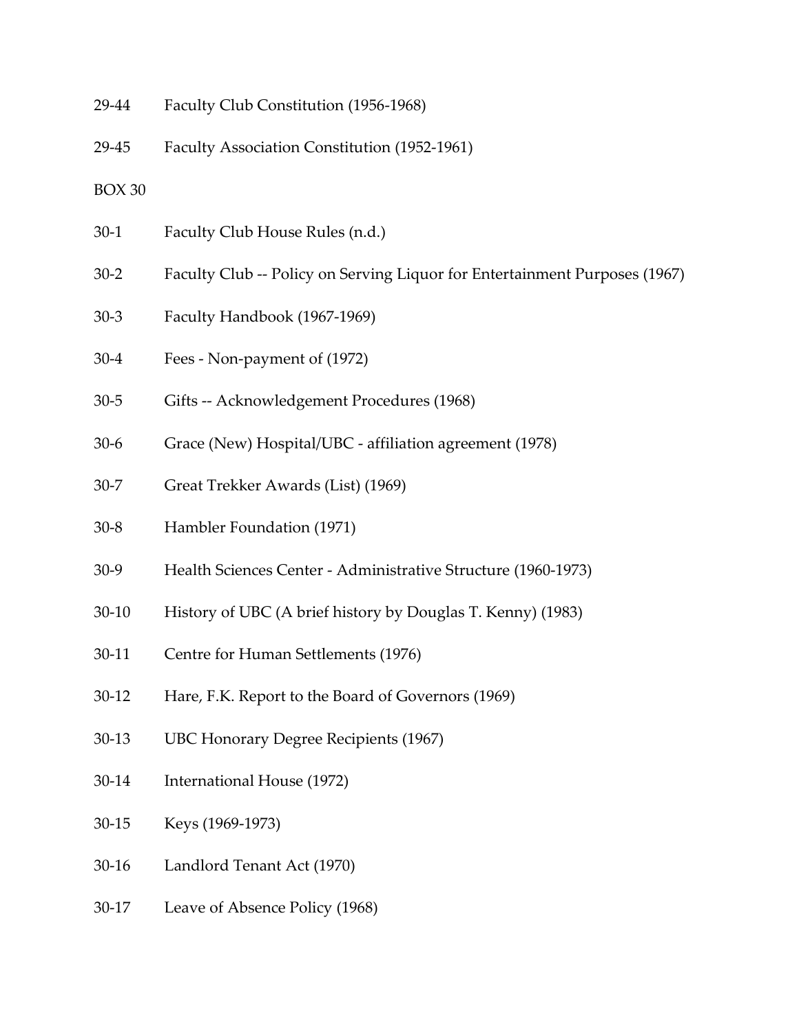29-44 Faculty Club Constitution (1956-1968)

29-45 Faculty Association Constitution (1952-1961)

BOX 30

30-1 Faculty Club House Rules (n.d.)

30-2 Faculty Club -- Policy on Serving Liquor for Entertainment Purposes (1967)

30-3 Faculty Handbook (1967-1969)

30-4 Fees - Non-payment of (1972)

30-5 Gifts -- Acknowledgement Procedures (1968)

30-6 Grace (New) Hospital/UBC - affiliation agreement (1978)

30-7 Great Trekker Awards (List) (1969)

30-8 Hambler Foundation (1971)

30-9 Health Sciences Center - Administrative Structure (1960-1973)

30-10 History of UBC (A brief history by Douglas T. Kenny) (1983)

30-11 Centre for Human Settlements (1976)

30-12 Hare, F.K. Report to the Board of Governors (1969)

30-13 UBC Honorary Degree Recipients (1967)

30-14 International House (1972)

30-15 Keys (1969-1973)

30-16 Landlord Tenant Act (1970)

30-17 Leave of Absence Policy (1968)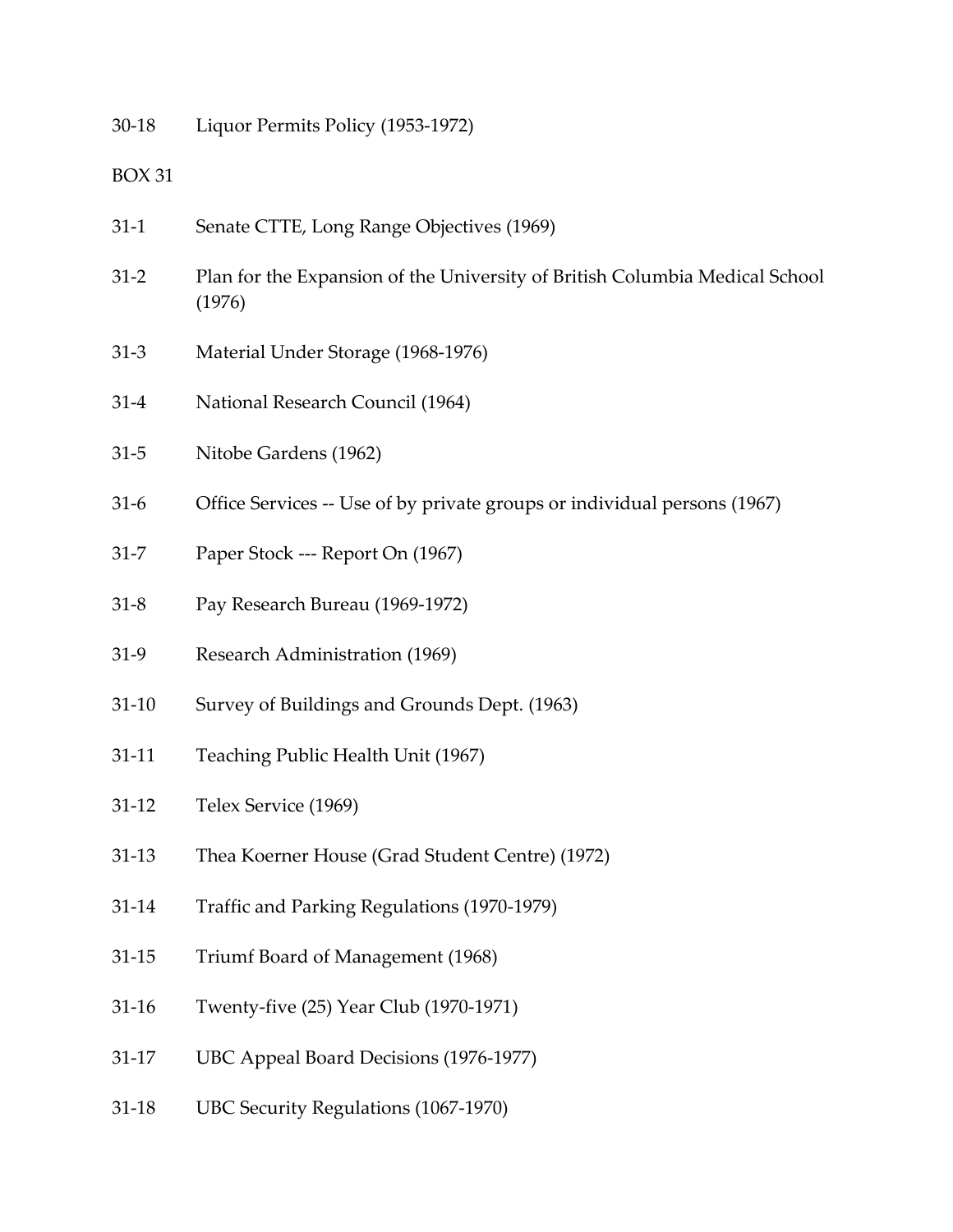30-18 Liquor Permits Policy (1953-1972)

BOX 31

31-1 Senate CTTE, Long Range Objectives (1969)

31-2 Plan for the Expansion of the University of British Columbia Medical School (1976)

31-3 Material Under Storage (1968-1976)

31-4 National Research Council (1964)

31-5 Nitobe Gardens (1962)

31-6 Office Services -- Use of by private groups or individual persons (1967)

31-7 Paper Stock --- Report On (1967)

31-8 Pay Research Bureau (1969-1972)

31-9 Research Administration (1969)

31-10 Survey of Buildings and Grounds Dept. (1963)

31-11 Teaching Public Health Unit (1967)

31-12 Telex Service (1969)

31-13 Thea Koerner House (Grad Student Centre) (1972)

31-14 Traffic and Parking Regulations (1970-1979)

31-15 Triumf Board of Management (1968)

31-16 Twenty-five (25) Year Club (1970-1971)

31-17 UBC Appeal Board Decisions (1976-1977)

31-18 UBC Security Regulations (1067-1970)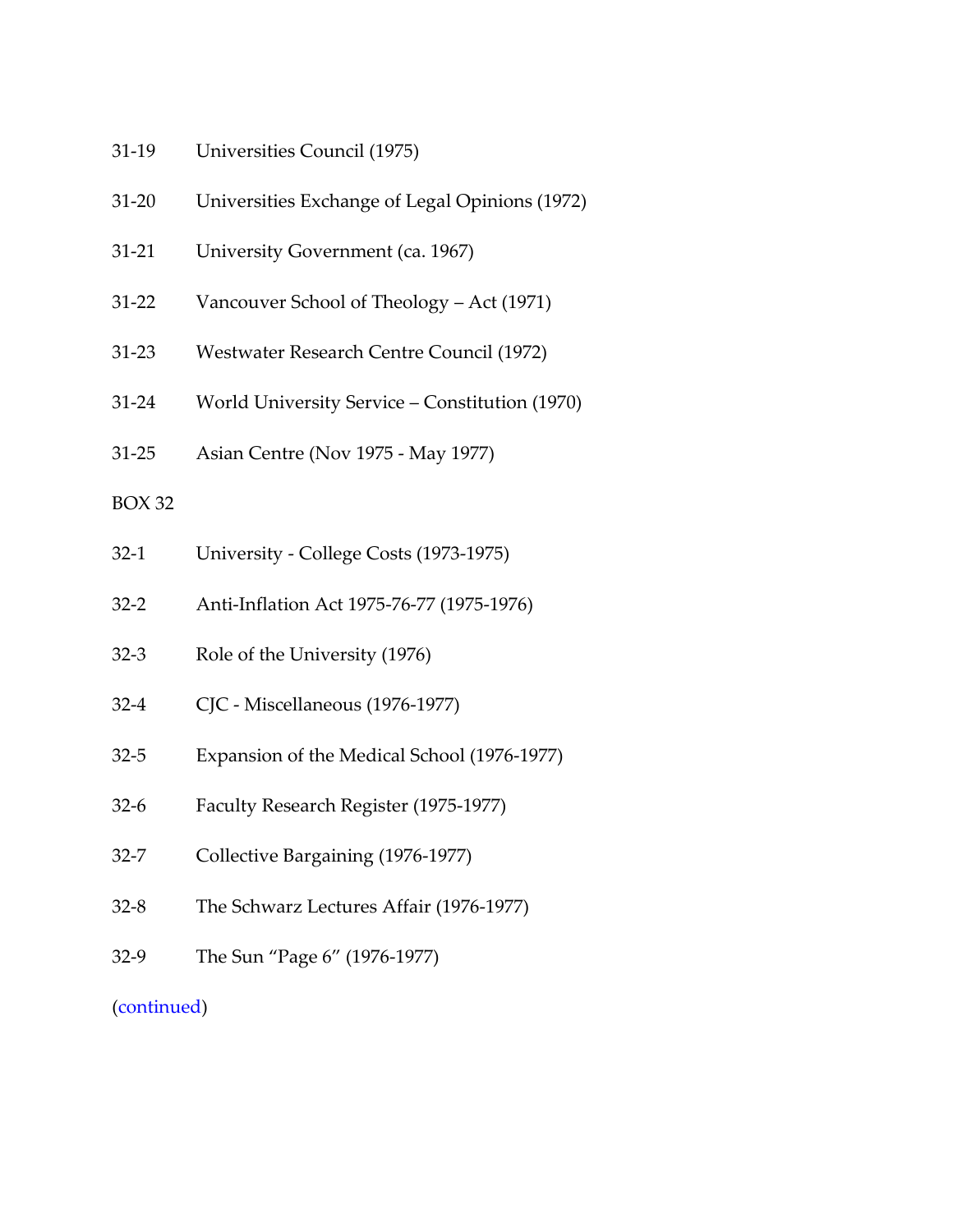31-19 Universities Council (1975)

31-20 Universities Exchange of Legal Opinions (1972)

31-21 University Government (ca. 1967)

31-22 Vancouver School of Theology – Act (1971)

31-23 Westwater Research Centre Council (1972)

31-24 World University Service – Constitution (1970)

31-25 Asian Centre (Nov 1975 - May 1977)

BOX 32

32-1 University - College Costs (1973-1975)

32-2 Anti-Inflation Act 1975-76-77 (1975-1976)

32-3 Role of the University (1976)

32-4 CJC - Miscellaneous (1976-1977)

32-5 Expansion of the Medical School (1976-1977)

32-6 Faculty Research Register (1975-1977)

32-7 Collective Bargaining (1976-1977)

32-8 The Schwarz Lectures Affair (1976-1977)

32-9 The Sun "Page 6" (1976-1977)

(continued)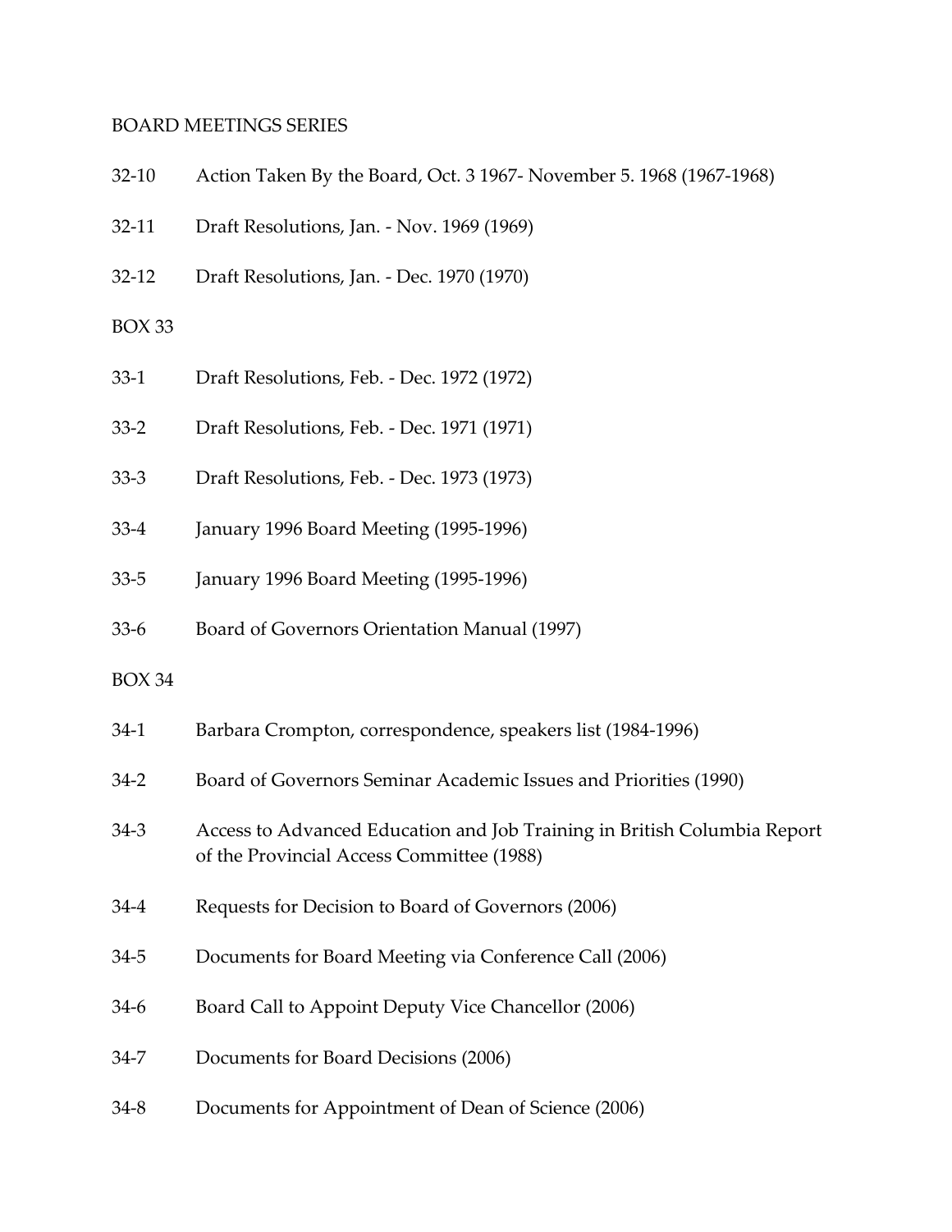BOARD MEETINGS SERIES

32-10 Action Taken By the Board, Oct. 3 1967- November 5. 1968 (1967-1968)

32-11 Draft Resolutions, Jan. - Nov. 1969 (1969)

32-12 Draft Resolutions, Jan. - Dec. 1970 (1970)

BOX 33

33-1 Draft Resolutions, Feb. - Dec. 1972 (1972)

33-2 Draft Resolutions, Feb. - Dec. 1971 (1971)

33-3 Draft Resolutions, Feb. - Dec. 1973 (1973)

33-4 January 1996 Board Meeting (1995-1996)

33-5 January 1996 Board Meeting (1995-1996)

33-6 Board of Governors Orientation Manual (1997)

BOX 34

34-1 Barbara Crompton, correspondence, speakers list (1984-1996)

34-2 Board of Governors Seminar Academic Issues and Priorities (1990)

34-3 Access to Advanced Education and Job Training in British Columbia Report of the Provincial Access Committee (1988)

34-4 Requests for Decision to Board of Governors (2006)

34-5 Documents for Board Meeting via Conference Call (2006)

34-6 Board Call to Appoint Deputy Vice Chancellor (2006)

34-7 Documents for Board Decisions (2006)

34-8 Documents for Appointment of Dean of Science (2006)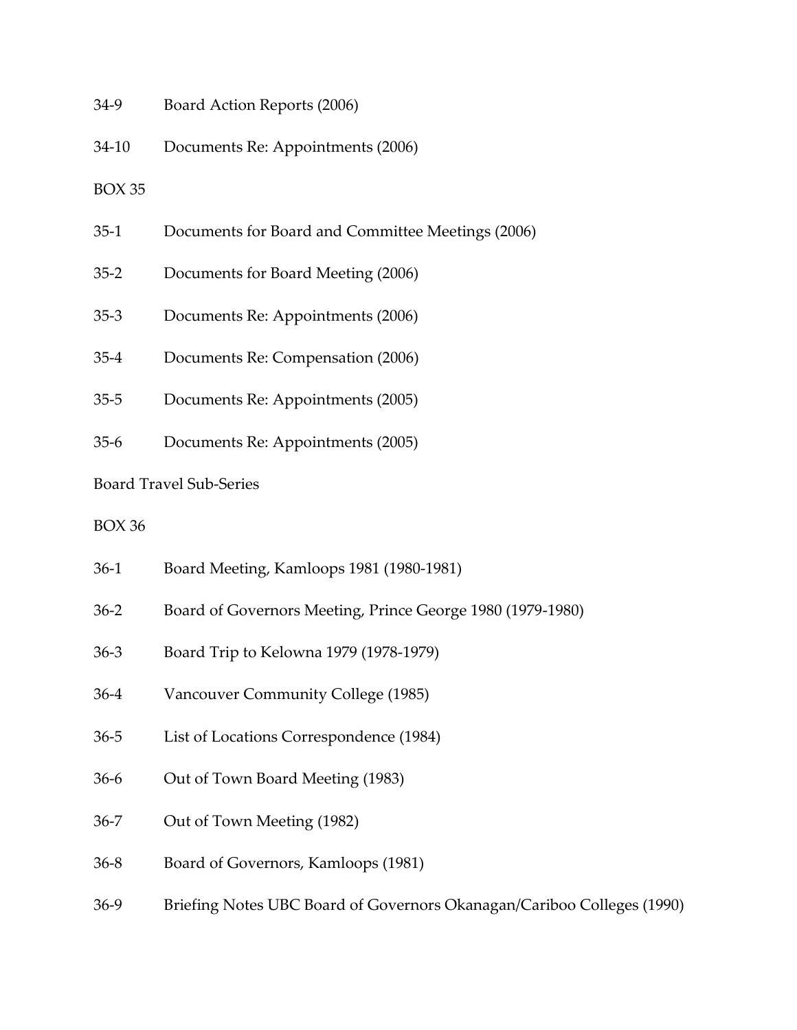34-9 Board Action Reports (2006)

34-10 Documents Re: Appointments (2006)

BOX 35

35-1 Documents for Board and Committee Meetings (2006)

35-2 Documents for Board Meeting (2006)

35-3 Documents Re: Appointments (2006)

35-4 Documents Re: Compensation (2006)

35-5 Documents Re: Appointments (2005)

35-6 Documents Re: Appointments (2005)

Board Travel Sub-Series

BOX 36

36-1 Board Meeting, Kamloops 1981 (1980-1981)

36-2 Board of Governors Meeting, Prince George 1980 (1979-1980)

36-3 Board Trip to Kelowna 1979 (1978-1979)

36-4 Vancouver Community College (1985)

36-5 List of Locations Correspondence (1984)

36-6 Out of Town Board Meeting (1983)

36-7 Out of Town Meeting (1982)

36-8 Board of Governors, Kamloops (1981)

36-9 Briefing Notes UBC Board of Governors Okanagan/Cariboo Colleges (1990)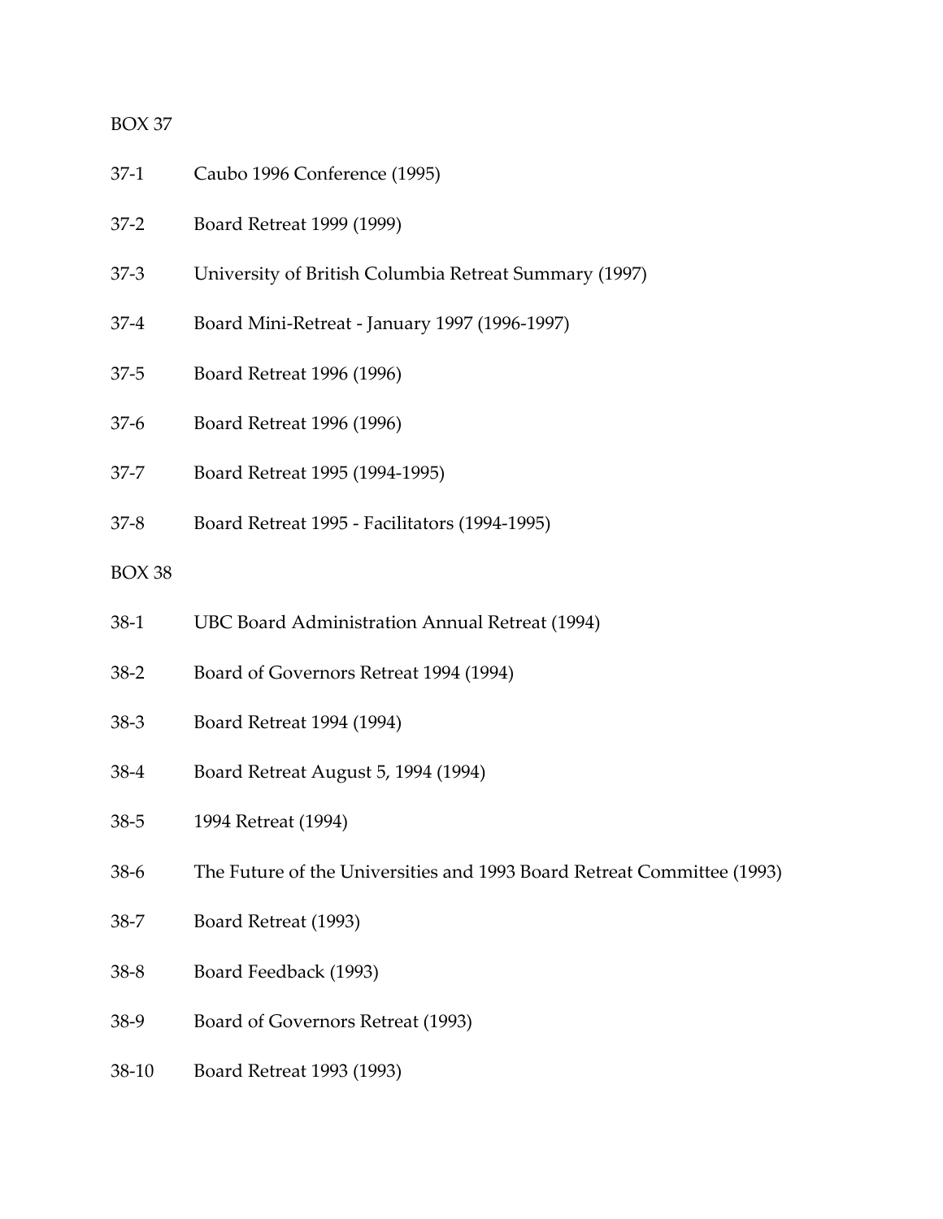BOX 37

37-1 Caubo 1996 Conference (1995)

37-2 Board Retreat 1999 (1999)

37-3 University of British Columbia Retreat Summary (1997)

37-4 Board Mini-Retreat - January 1997 (1996-1997)

37-5 Board Retreat 1996 (1996)

37-6 Board Retreat 1996 (1996)

37-7 Board Retreat 1995 (1994-1995)

37-8 Board Retreat 1995 - Facilitators (1994-1995)

BOX 38

38-1 UBC Board Administration Annual Retreat (1994)

38-2 Board of Governors Retreat 1994 (1994)

38-3 Board Retreat 1994 (1994)

38-4 Board Retreat August 5, 1994 (1994)

38-5 1994 Retreat (1994)

38-6 The Future of the Universities and 1993 Board Retreat Committee (1993)

38-7 Board Retreat (1993)

38-8 Board Feedback (1993)

38-9 Board of Governors Retreat (1993)

38-10 Board Retreat 1993 (1993)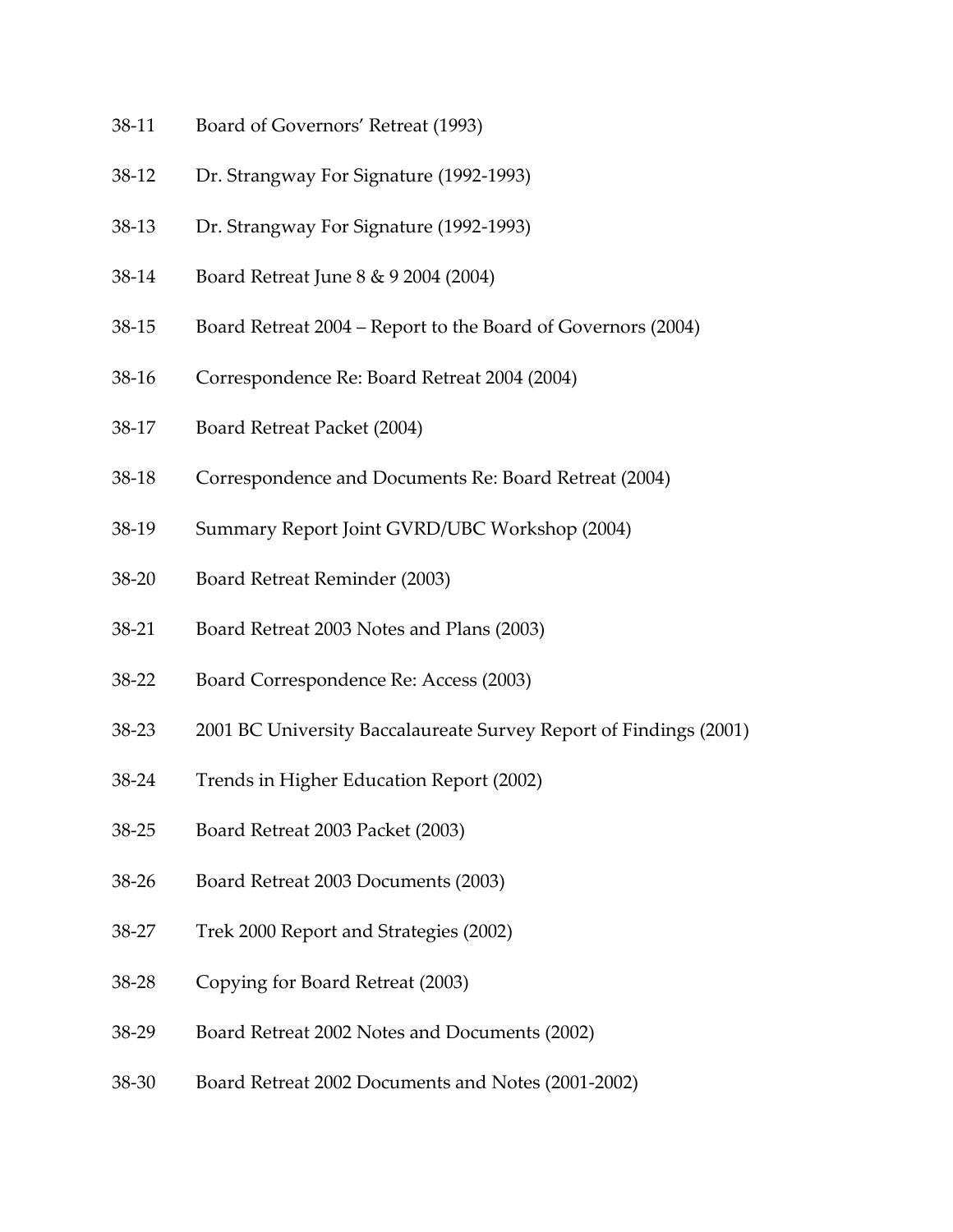38-11 Board of Governors' Retreat (1993)

38-12 Dr. Strangway For Signature (1992-1993)

38-13 Dr. Strangway For Signature (1992-1993)

38-14 Board Retreat June 8 & 9 2004 (2004)

38-15 Board Retreat 2004 – Report to the Board of Governors (2004)

38-16 Correspondence Re: Board Retreat 2004 (2004)

38-17 Board Retreat Packet (2004)

38-18 Correspondence and Documents Re: Board Retreat (2004)

38-19 Summary Report Joint GVRD/UBC Workshop (2004)

38-20 Board Retreat Reminder (2003)

38-21 Board Retreat 2003 Notes and Plans (2003)

38-22 Board Correspondence Re: Access (2003)

38-23 2001 BC University Baccalaureate Survey Report of Findings (2001)

38-24 Trends in Higher Education Report (2002)

38-25 Board Retreat 2003 Packet (2003)

38-26 Board Retreat 2003 Documents (2003)

38-27 Trek 2000 Report and Strategies (2002)

38-28 Copying for Board Retreat (2003)

38-29 Board Retreat 2002 Notes and Documents (2002)

38-30 Board Retreat 2002 Documents and Notes (2001-2002)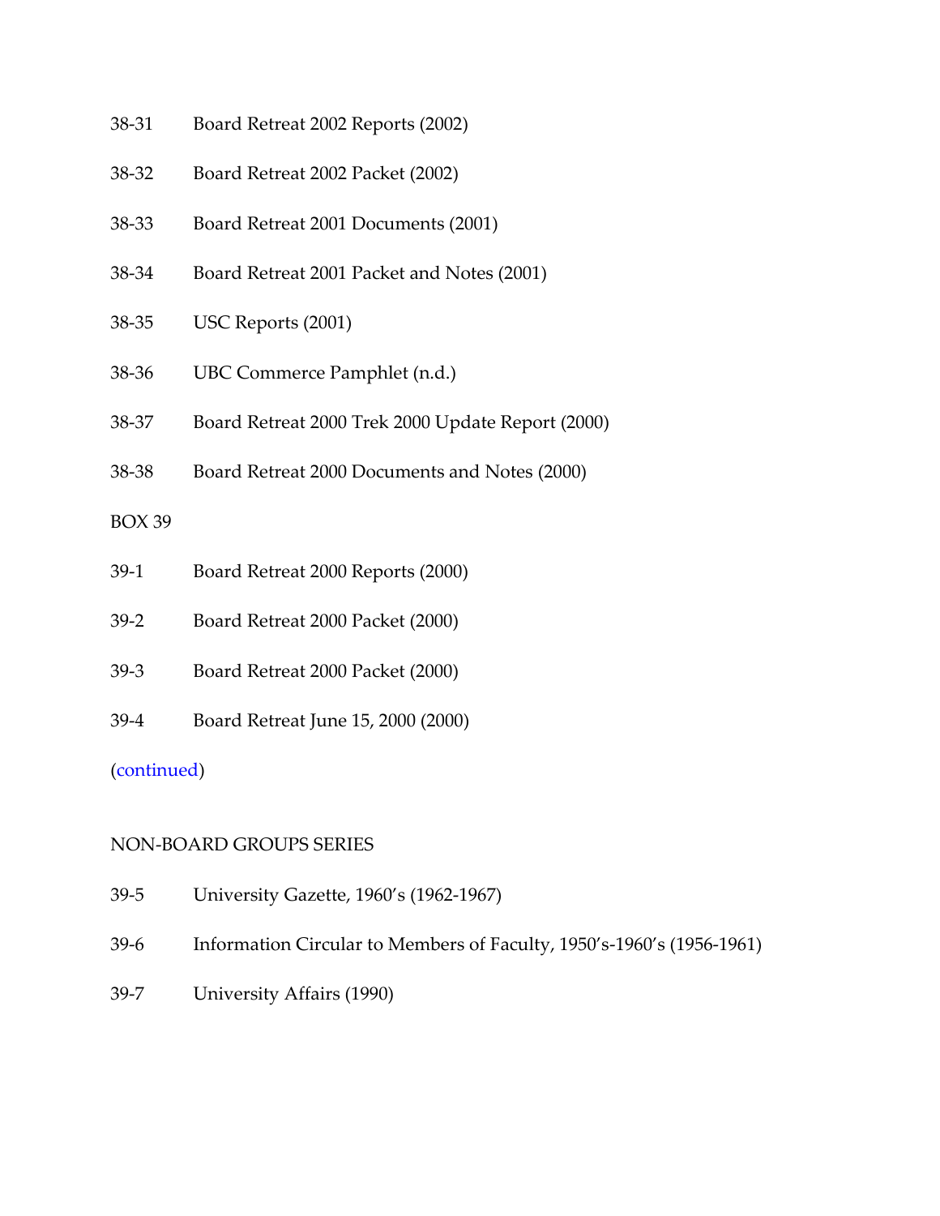38-31 Board Retreat 2002 Reports (2002)

38-32 Board Retreat 2002 Packet (2002)

38-33 Board Retreat 2001 Documents (2001)

38-34 Board Retreat 2001 Packet and Notes (2001)

38-35 USC Reports (2001)

38-36 UBC Commerce Pamphlet (n.d.)

38-37 Board Retreat 2000 Trek 2000 Update Report (2000)

38-38 Board Retreat 2000 Documents and Notes (2000)

BOX 39

39-1 Board Retreat 2000 Reports (2000)

39-2 Board Retreat 2000 Packet (2000)

39-3 Board Retreat 2000 Packet (2000)

39-4 Board Retreat June 15, 2000 (2000)

(continued)

NON-BOARD GROUPS SERIES

39-5 University Gazette, 1960's (1962-1967)

39-6 Information Circular to Members of Faculty, 1950's-1960's (1956-1961)

39-7 University Affairs (1990)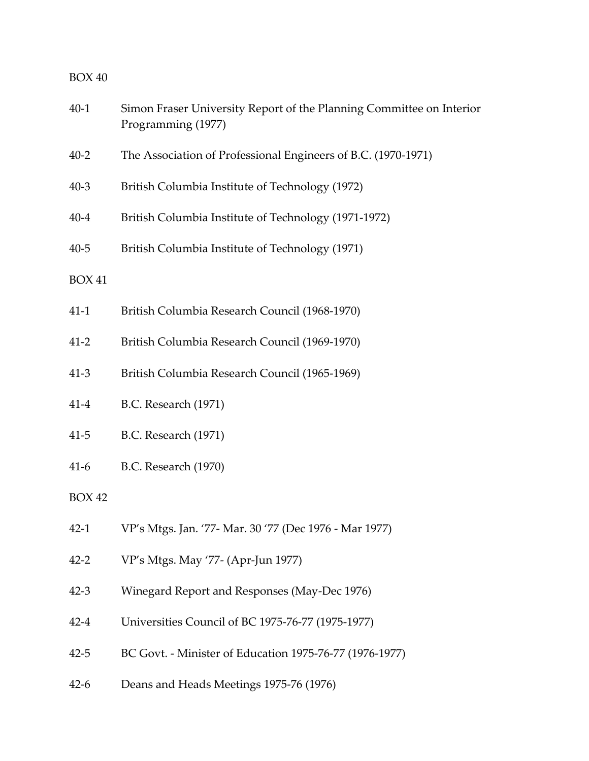BOX 40

| | |
|---|---|
| 40-1 | Simon Fraser University Report of the Planning Committee on Interior Programming (1977) |
| 40-2 | The Association of Professional Engineers of B.C. (1970-1971) |
| 40-3 | British Columbia Institute of Technology (1972) |
| 40-4 | British Columbia Institute of Technology (1971-1972) |
| 40-5 | British Columbia Institute of Technology (1971) |

BOX 41

| | |
|---|---|
| 41-1 | British Columbia Research Council (1968-1970) |
| 41-2 | British Columbia Research Council (1969-1970) |
| 41-3 | British Columbia Research Council (1965-1969) |
| 41-4 | B.C. Research (1971) |
| 41-5 | B.C. Research (1971) |
| 41-6 | B.C. Research (1970) |

BOX 42

| | |
|---|---|
| 42-1 | VP's Mtgs. Jan. '77- Mar. 30 '77 (Dec 1976 - Mar 1977) |
| 42-2 | VP's Mtgs. May '77- (Apr-Jun 1977) |
| 42-3 | Winegard Report and Responses (May-Dec 1976) |
| 42-4 | Universities Council of BC 1975-76-77 (1975-1977) |
| 42-5 | BC Govt. - Minister of Education 1975-76-77 (1976-1977) |
| 42-6 | Deans and Heads Meetings 1975-76 (1976) |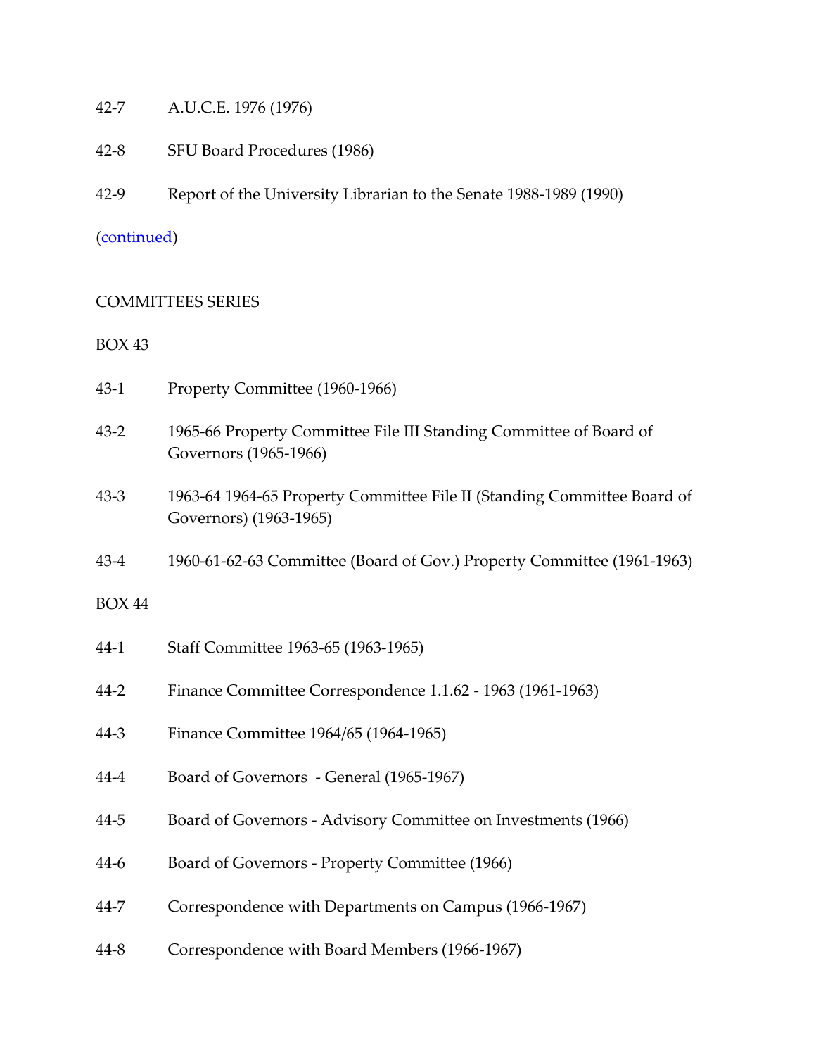42-7 A.U.C.E. 1976 (1976)

42-8 SFU Board Procedures (1986)

42-9 Report of the University Librarian to the Senate 1988-1989 (1990)

(continued)

COMMITTEES SERIES

BOX 43

43-1 Property Committee (1960-1966)

43-2 1965-66 Property Committee File III Standing Committee of Board of Governors (1965-1966)

43-3 1963-64 1964-65 Property Committee File II (Standing Committee Board of Governors) (1963-1965)

43-4 1960-61-62-63 Committee (Board of Gov.) Property Committee (1961-1963)

BOX 44

44-1 Staff Committee 1963-65 (1963-1965)

44-2 Finance Committee Correspondence 1.1.62 - 1963 (1961-1963)

44-3 Finance Committee 1964/65 (1964-1965)

44-4 Board of Governors - General (1965-1967)

44-5 Board of Governors - Advisory Committee on Investments (1966)

44-6 Board of Governors - Property Committee (1966)

44-7 Correspondence with Departments on Campus (1966-1967)

44-8 Correspondence with Board Members (1966-1967)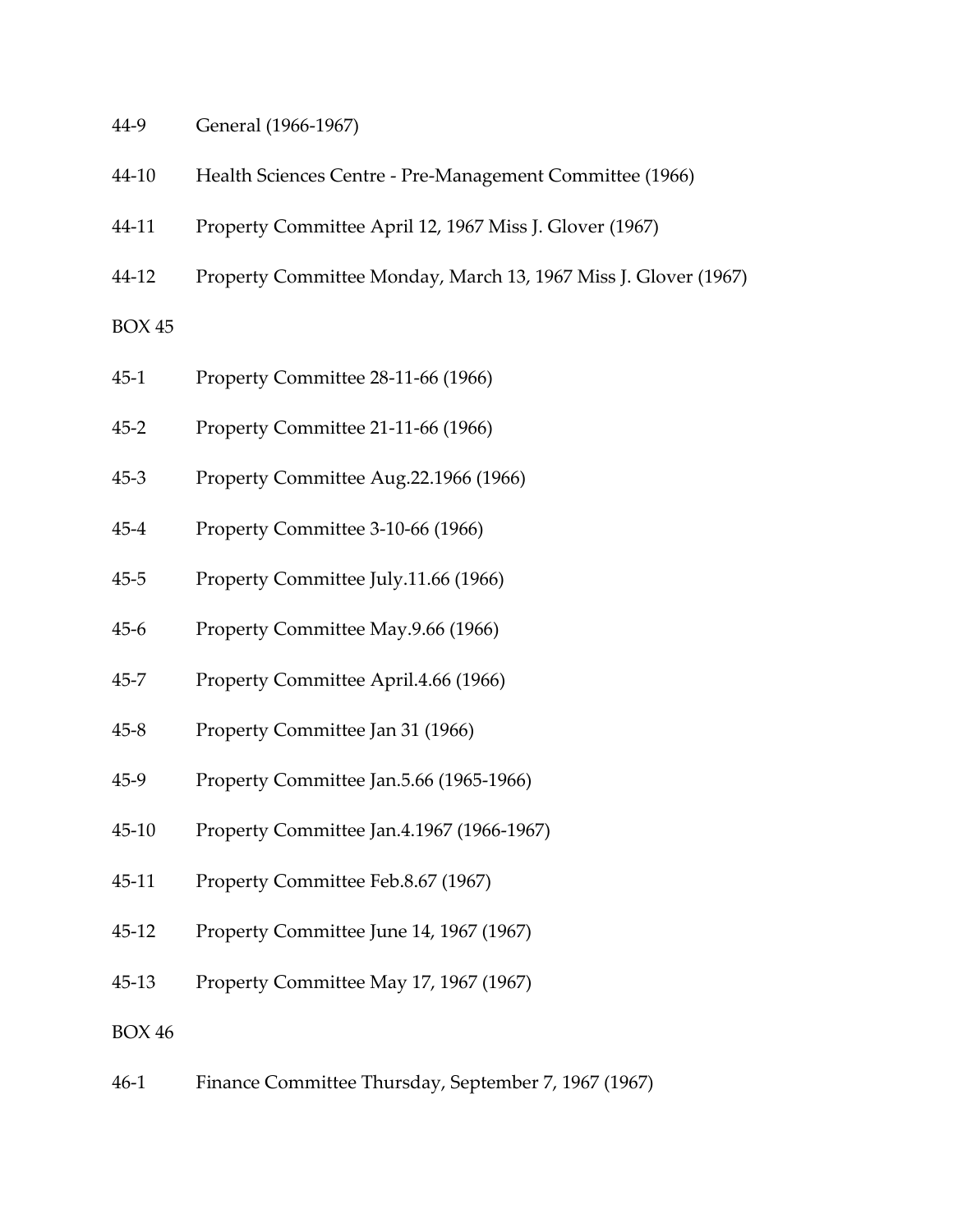44-9 General (1966-1967)

44-10 Health Sciences Centre - Pre-Management Committee (1966)

44-11 Property Committee April 12, 1967 Miss J. Glover (1967)

44-12 Property Committee Monday, March 13, 1967 Miss J. Glover (1967)

BOX 45

45-1 Property Committee 28-11-66 (1966)

45-2 Property Committee 21-11-66 (1966)

45-3 Property Committee Aug.22.1966 (1966)

45-4 Property Committee 3-10-66 (1966)

45-5 Property Committee July.11.66 (1966)

45-6 Property Committee May.9.66 (1966)

45-7 Property Committee April.4.66 (1966)

45-8 Property Committee Jan 31 (1966)

45-9 Property Committee Jan.5.66 (1965-1966)

45-10 Property Committee Jan.4.1967 (1966-1967)

45-11 Property Committee Feb.8.67 (1967)

45-12 Property Committee June 14, 1967 (1967)

45-13 Property Committee May 17, 1967 (1967)

BOX 46

46-1 Finance Committee Thursday, September 7, 1967 (1967)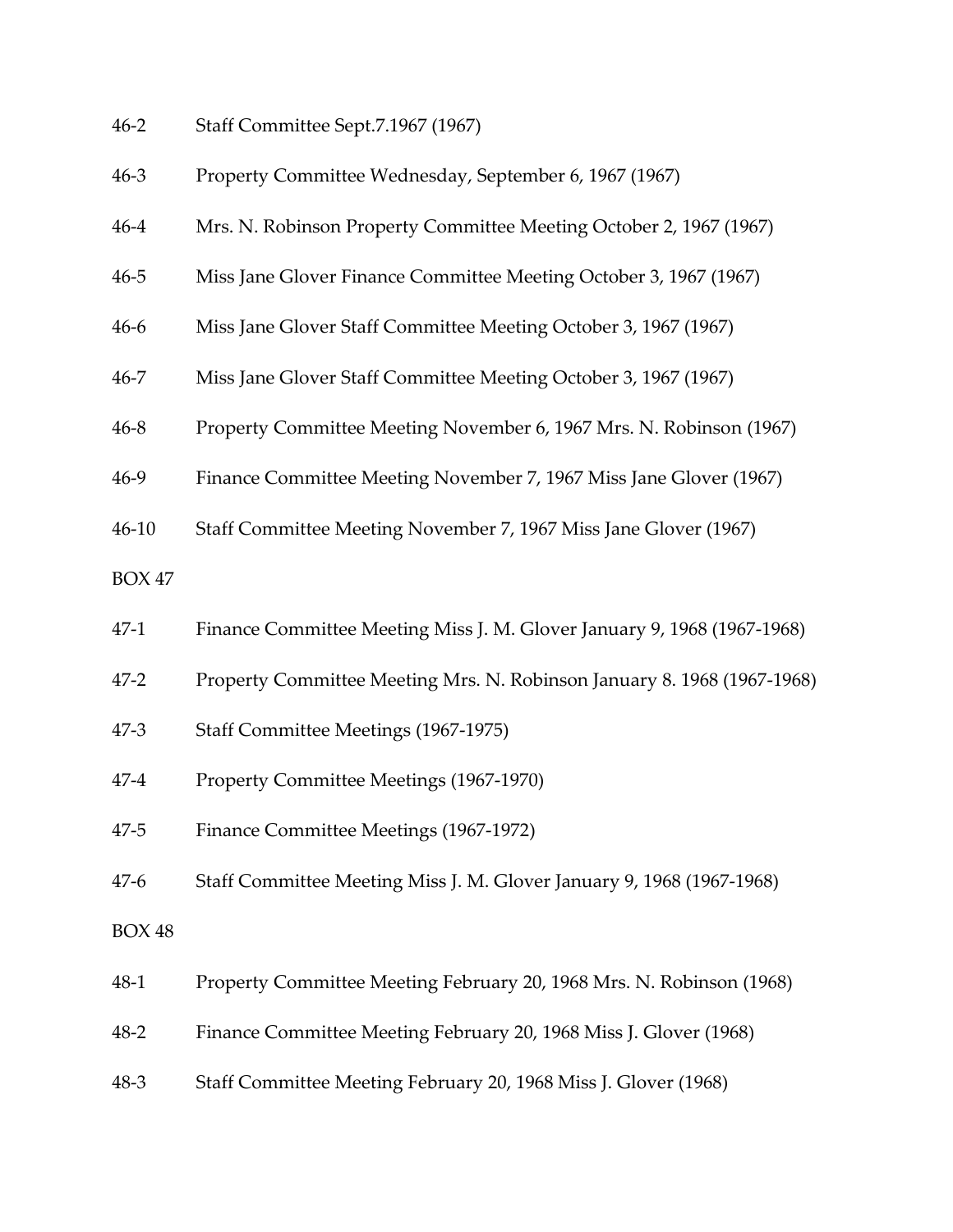46-2 Staff Committee Sept.7.1967 (1967)

46-3 Property Committee Wednesday, September 6, 1967 (1967)

46-4 Mrs. N. Robinson Property Committee Meeting October 2, 1967 (1967)

46-5 Miss Jane Glover Finance Committee Meeting October 3, 1967 (1967)

46-6 Miss Jane Glover Staff Committee Meeting October 3, 1967 (1967)

46-7 Miss Jane Glover Staff Committee Meeting October 3, 1967 (1967)

46-8 Property Committee Meeting November 6, 1967 Mrs. N. Robinson (1967)

46-9 Finance Committee Meeting November 7, 1967 Miss Jane Glover (1967)

46-10 Staff Committee Meeting November 7, 1967 Miss Jane Glover (1967)

BOX 47

47-1 Finance Committee Meeting Miss J. M. Glover January 9, 1968 (1967-1968)

47-2 Property Committee Meeting Mrs. N. Robinson January 8. 1968 (1967-1968)

47-3 Staff Committee Meetings (1967-1975)

47-4 Property Committee Meetings (1967-1970)

47-5 Finance Committee Meetings (1967-1972)

47-6 Staff Committee Meeting Miss J. M. Glover January 9, 1968 (1967-1968)

BOX 48

48-1 Property Committee Meeting February 20, 1968 Mrs. N. Robinson (1968)

48-2 Finance Committee Meeting February 20, 1968 Miss J. Glover (1968)

48-3 Staff Committee Meeting February 20, 1968 Miss J. Glover (1968)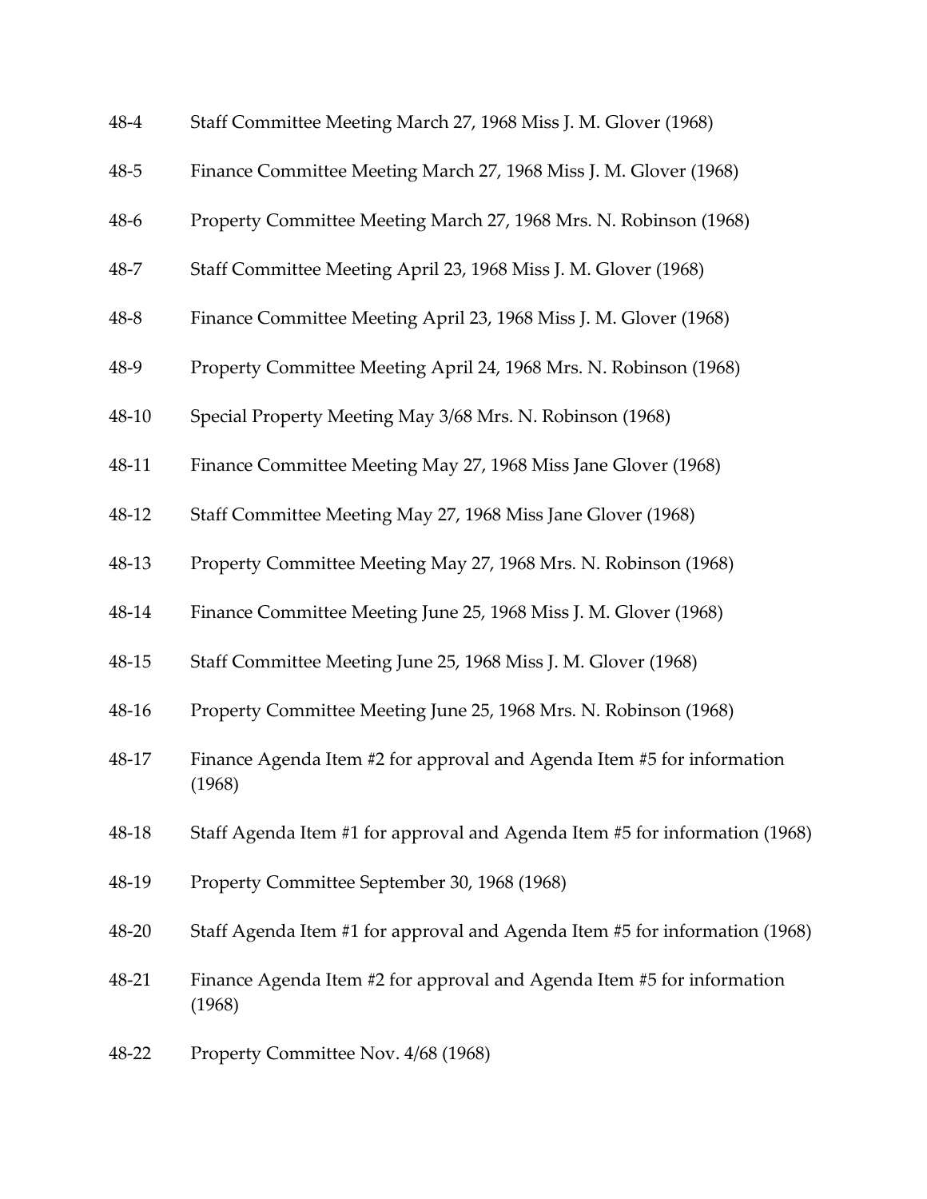48-4 Staff Committee Meeting March 27, 1968 Miss J. M. Glover (1968)

48-5 Finance Committee Meeting March 27, 1968 Miss J. M. Glover (1968)

48-6 Property Committee Meeting March 27, 1968 Mrs. N. Robinson (1968)

48-7 Staff Committee Meeting April 23, 1968 Miss J. M. Glover (1968)

48-8 Finance Committee Meeting April 23, 1968 Miss J. M. Glover (1968)

48-9 Property Committee Meeting April 24, 1968 Mrs. N. Robinson (1968)

48-10 Special Property Meeting May 3/68 Mrs. N. Robinson (1968)

48-11 Finance Committee Meeting May 27, 1968 Miss Jane Glover (1968)

48-12 Staff Committee Meeting May 27, 1968 Miss Jane Glover (1968)

48-13 Property Committee Meeting May 27, 1968 Mrs. N. Robinson (1968)

48-14 Finance Committee Meeting June 25, 1968 Miss J. M. Glover (1968)

48-15 Staff Committee Meeting June 25, 1968 Miss J. M. Glover (1968)

48-16 Property Committee Meeting June 25, 1968 Mrs. N. Robinson (1968)

48-17 Finance Agenda Item #2 for approval and Agenda Item #5 for information (1968)

48-18 Staff Agenda Item #1 for approval and Agenda Item #5 for information (1968)

48-19 Property Committee September 30, 1968 (1968)

48-20 Staff Agenda Item #1 for approval and Agenda Item #5 for information (1968)

48-21 Finance Agenda Item #2 for approval and Agenda Item #5 for information (1968)

48-22 Property Committee Nov. 4/68 (1968)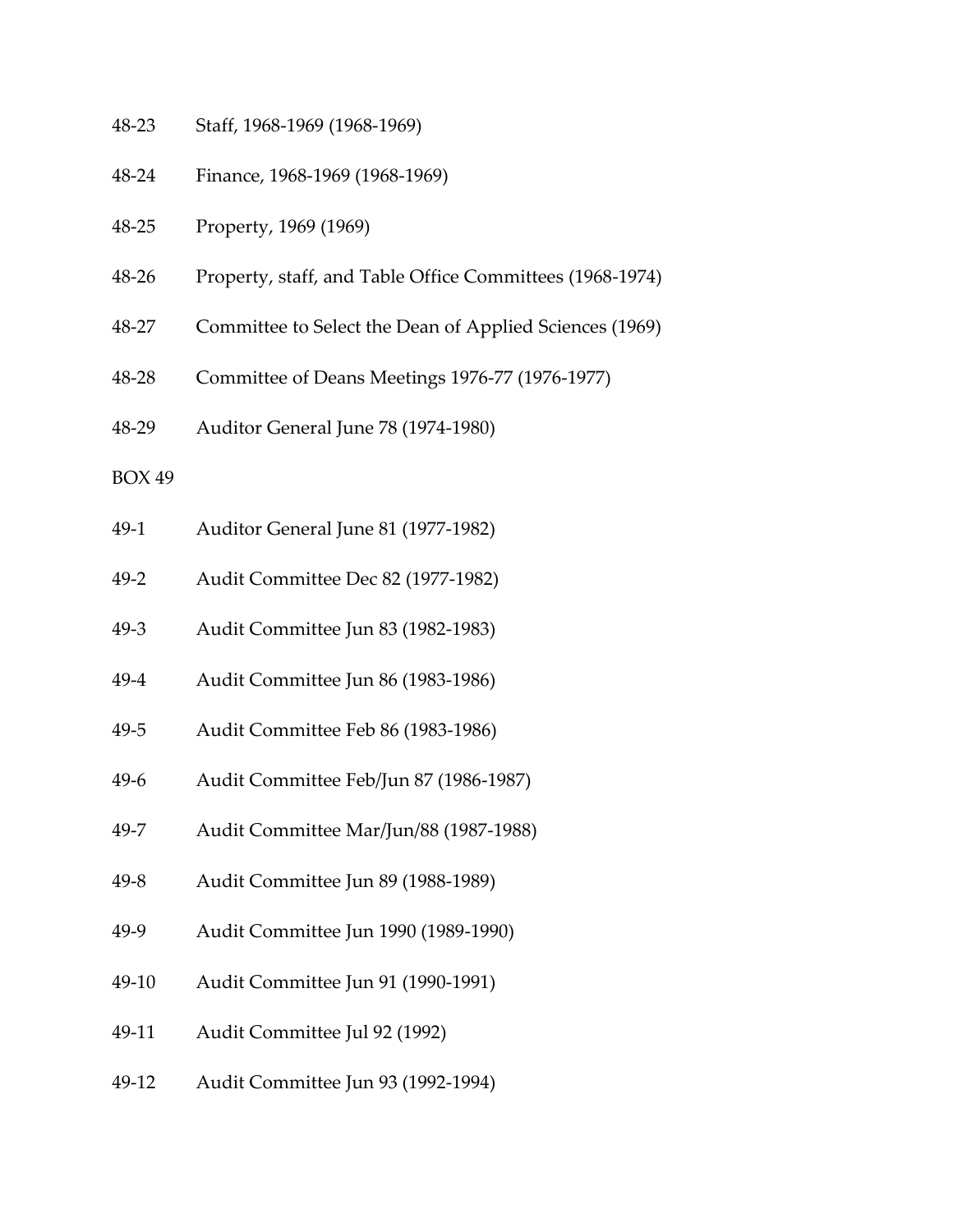48-23 Staff, 1968-1969 (1968-1969)

48-24 Finance, 1968-1969 (1968-1969)

48-25 Property, 1969 (1969)

48-26 Property, staff, and Table Office Committees (1968-1974)

48-27 Committee to Select the Dean of Applied Sciences (1969)

48-28 Committee of Deans Meetings 1976-77 (1976-1977)

48-29 Auditor General June 78 (1974-1980)

BOX 49

49-1 Auditor General June 81 (1977-1982)

49-2 Audit Committee Dec 82 (1977-1982)

49-3 Audit Committee Jun 83 (1982-1983)

49-4 Audit Committee Jun 86 (1983-1986)

49-5 Audit Committee Feb 86 (1983-1986)

49-6 Audit Committee Feb/Jun 87 (1986-1987)

49-7 Audit Committee Mar/Jun/88 (1987-1988)

49-8 Audit Committee Jun 89 (1988-1989)

49-9 Audit Committee Jun 1990 (1989-1990)

49-10 Audit Committee Jun 91 (1990-1991)

49-11 Audit Committee Jul 92 (1992)

49-12 Audit Committee Jun 93 (1992-1994)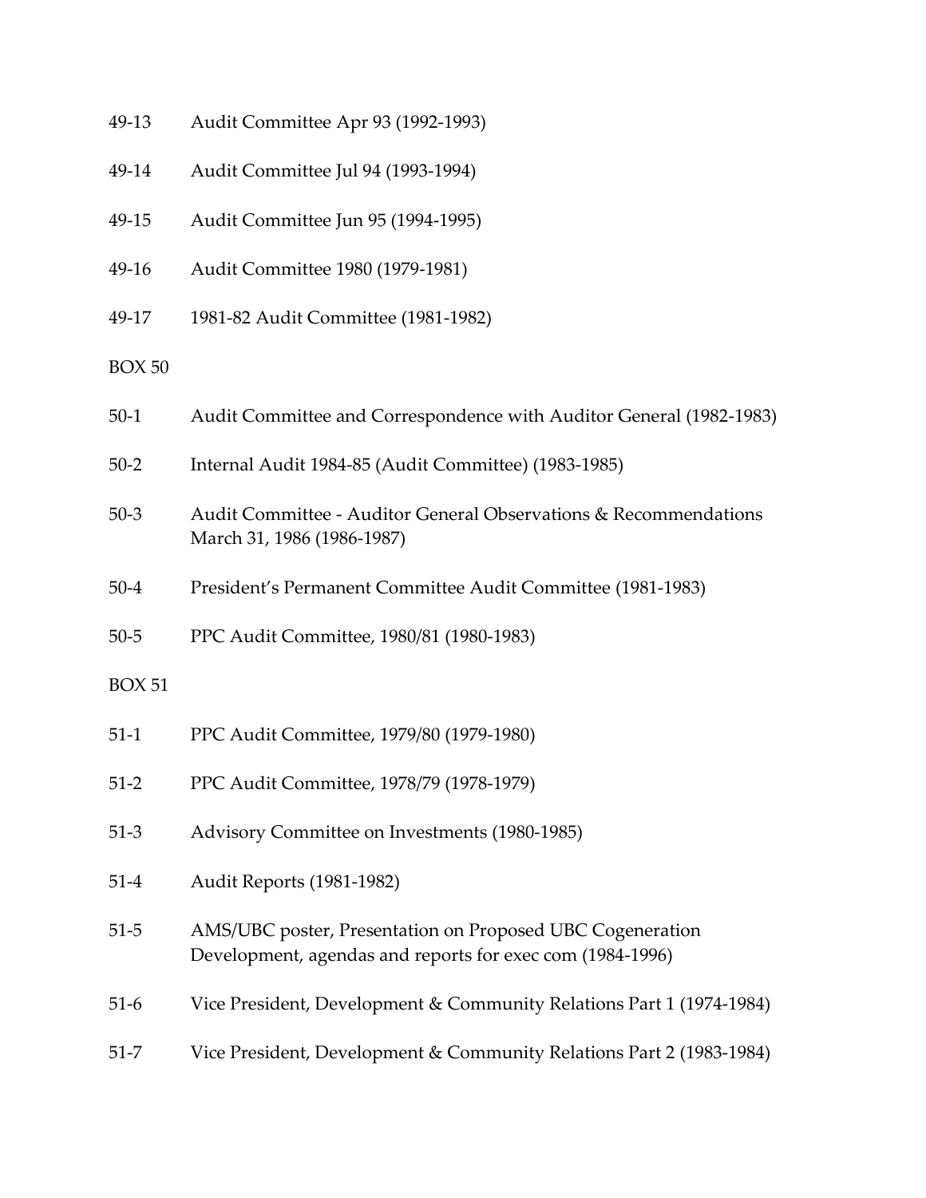49-13 Audit Committee Apr 93 (1992-1993)

49-14 Audit Committee Jul 94 (1993-1994)

49-15 Audit Committee Jun 95 (1994-1995)

49-16 Audit Committee 1980 (1979-1981)

49-17 1981-82 Audit Committee (1981-1982)

BOX 50

50-1 Audit Committee and Correspondence with Auditor General (1982-1983)

50-2 Internal Audit 1984-85 (Audit Committee) (1983-1985)

50-3 Audit Committee - Auditor General Observations & Recommendations March 31, 1986 (1986-1987)

50-4 President's Permanent Committee Audit Committee (1981-1983)

50-5 PPC Audit Committee, 1980/81 (1980-1983)

BOX 51

51-1 PPC Audit Committee, 1979/80 (1979-1980)

51-2 PPC Audit Committee, 1978/79 (1978-1979)

51-3 Advisory Committee on Investments (1980-1985)

51-4 Audit Reports (1981-1982)

51-5 AMS/UBC poster, Presentation on Proposed UBC Cogeneration Development, agendas and reports for exec com (1984-1996)

51-6 Vice President, Development & Community Relations Part 1 (1974-1984)

51-7 Vice President, Development & Community Relations Part 2 (1983-1984)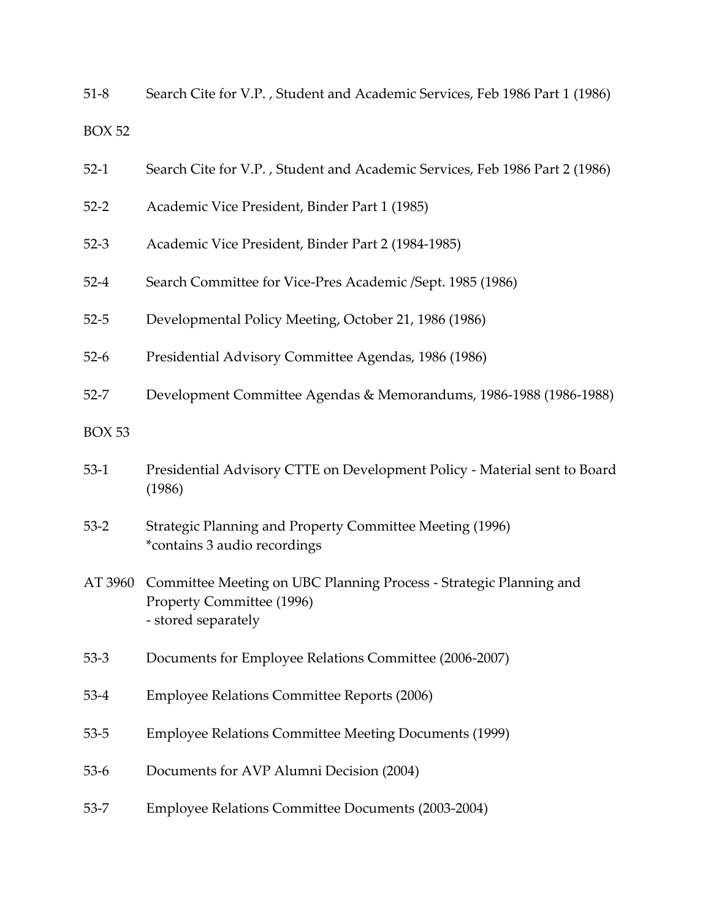51-8 Search Cite for V.P. , Student and Academic Services, Feb 1986 Part 1 (1986)

BOX 52

52-1 Search Cite for V.P. , Student and Academic Services, Feb 1986 Part 2 (1986)

52-2 Academic Vice President, Binder Part 1 (1985)

52-3 Academic Vice President, Binder Part 2 (1984-1985)

52-4 Search Committee for Vice-Pres Academic /Sept. 1985 (1986)

52-5 Developmental Policy Meeting, October 21, 1986 (1986)

52-6 Presidential Advisory Committee Agendas, 1986 (1986)

52-7 Development Committee Agendas & Memorandums, 1986-1988 (1986-1988)

BOX 53

53-1 Presidential Advisory CTTE on Development Policy - Material sent to Board (1986)

53-2 Strategic Planning and Property Committee Meeting (1996)
*contains 3 audio recordings

AT 3960 Committee Meeting on UBC Planning Process - Strategic Planning and Property Committee (1996)
- stored separately

53-3 Documents for Employee Relations Committee (2006-2007)

53-4 Employee Relations Committee Reports (2006)

53-5 Employee Relations Committee Meeting Documents (1999)

53-6 Documents for AVP Alumni Decision (2004)

53-7 Employee Relations Committee Documents (2003-2004)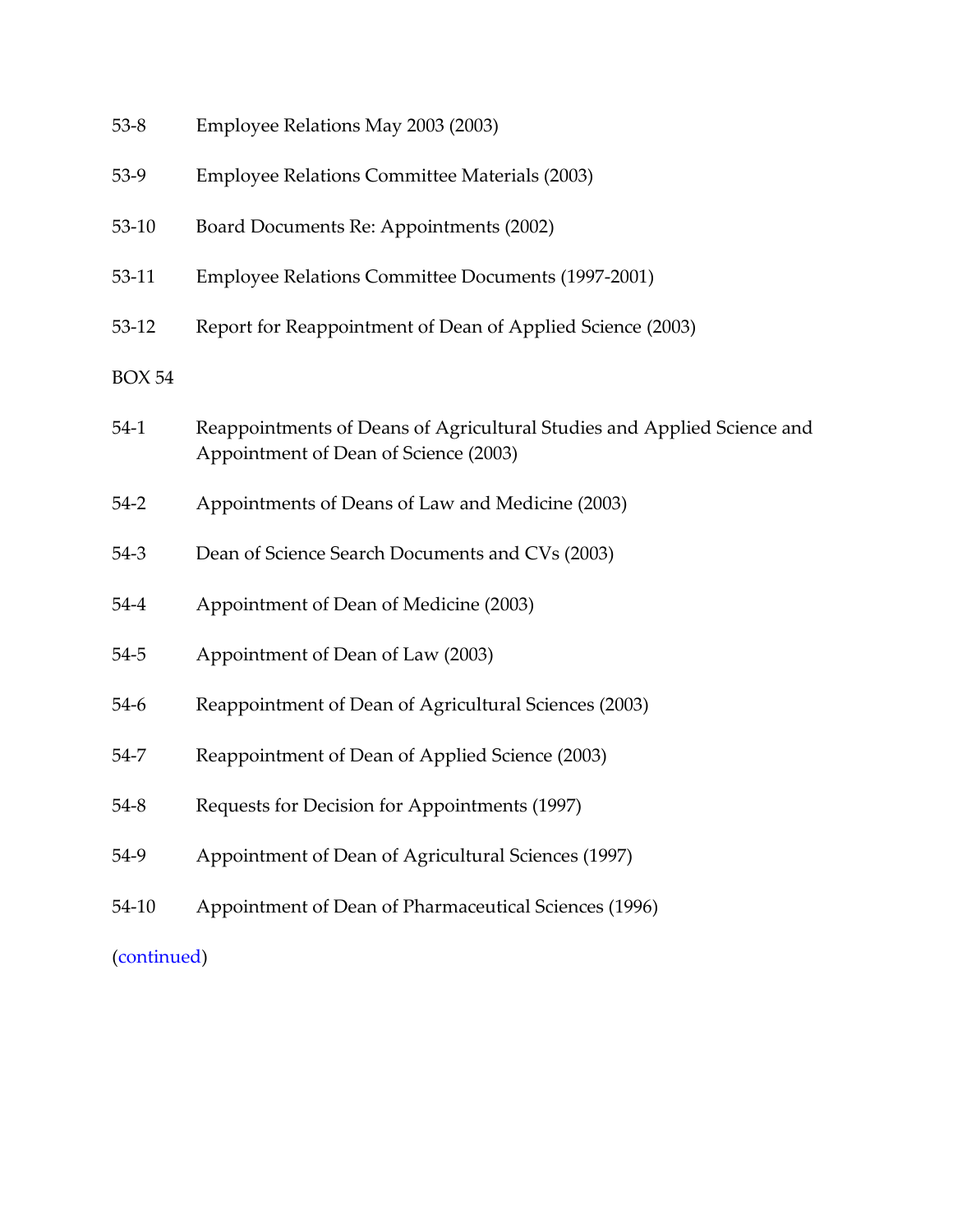53-8 Employee Relations May 2003 (2003)

53-9 Employee Relations Committee Materials (2003)

53-10 Board Documents Re: Appointments (2002)

53-11 Employee Relations Committee Documents (1997-2001)

53-12 Report for Reappointment of Dean of Applied Science (2003)

BOX 54

54-1 Reappointments of Deans of Agricultural Studies and Applied Science and Appointment of Dean of Science (2003)

54-2 Appointments of Deans of Law and Medicine (2003)

54-3 Dean of Science Search Documents and CVs (2003)

54-4 Appointment of Dean of Medicine (2003)

54-5 Appointment of Dean of Law (2003)

54-6 Reappointment of Dean of Agricultural Sciences (2003)

54-7 Reappointment of Dean of Applied Science (2003)

54-8 Requests for Decision for Appointments (1997)

54-9 Appointment of Dean of Agricultural Sciences (1997)

54-10 Appointment of Dean of Pharmaceutical Sciences (1996)

(continued)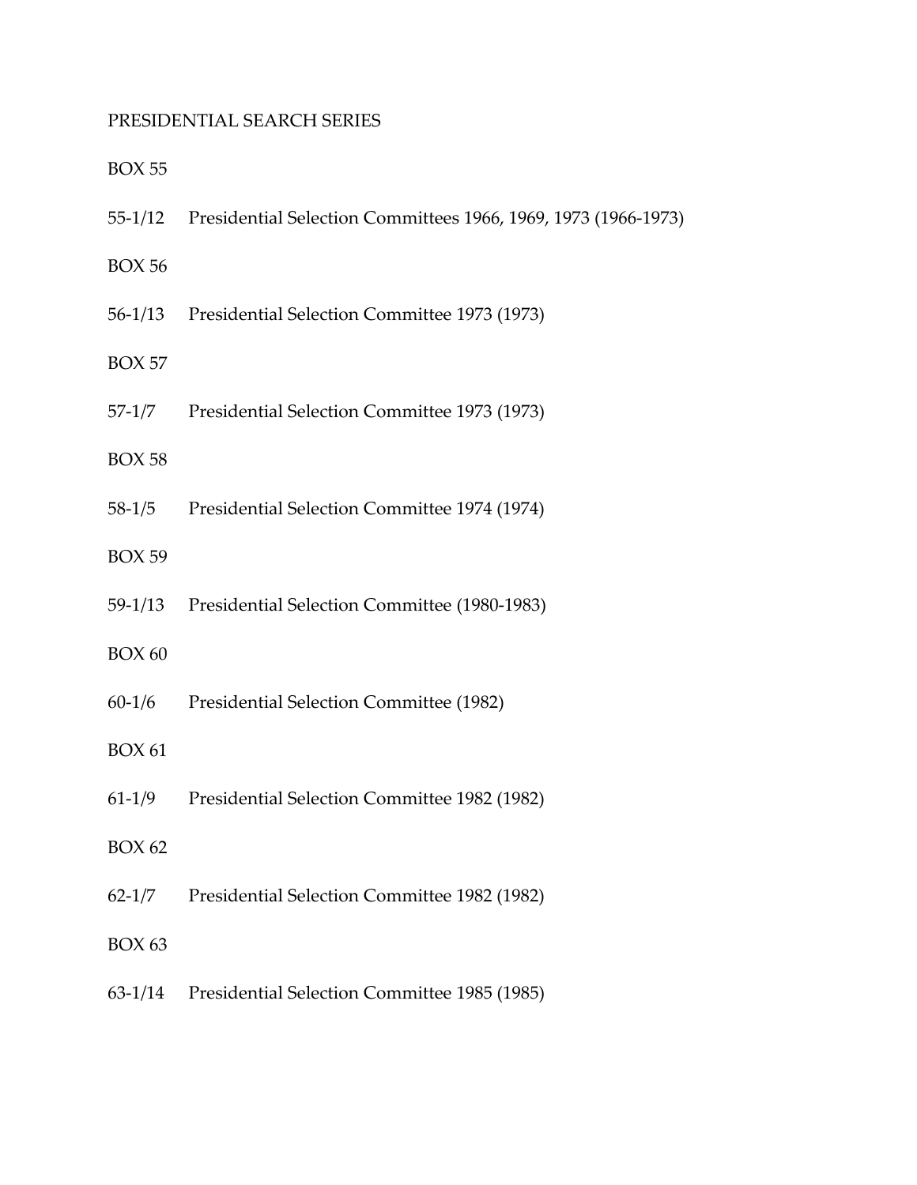PRESIDENTIAL SEARCH SERIES

BOX 55

55-1/12 Presidential Selection Committees 1966, 1969, 1973 (1966-1973)

BOX 56

56-1/13 Presidential Selection Committee 1973 (1973)

BOX 57

57-1/7 Presidential Selection Committee 1973 (1973)

BOX 58

58-1/5 Presidential Selection Committee 1974 (1974)

BOX 59

59-1/13 Presidential Selection Committee (1980-1983)

BOX 60

60-1/6 Presidential Selection Committee (1982)

BOX 61

61-1/9 Presidential Selection Committee 1982 (1982)

BOX 62

62-1/7 Presidential Selection Committee 1982 (1982)

BOX 63

63-1/14 Presidential Selection Committee 1985 (1985)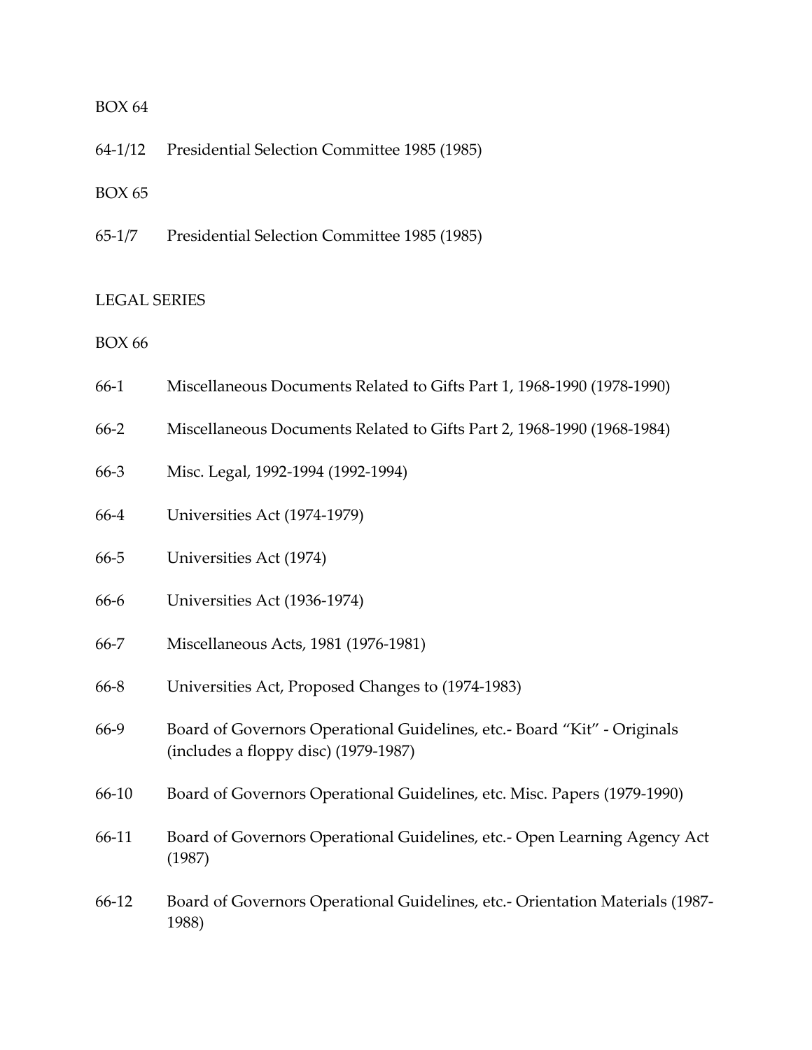BOX 64

64-1/12 Presidential Selection Committee 1985 (1985)

BOX 65

65-1/7 Presidential Selection Committee 1985 (1985)

LEGAL SERIES

BOX 66

66-1 Miscellaneous Documents Related to Gifts Part 1, 1968-1990 (1978-1990)

66-2 Miscellaneous Documents Related to Gifts Part 2, 1968-1990 (1968-1984)

66-3 Misc. Legal, 1992-1994 (1992-1994)

66-4 Universities Act (1974-1979)

66-5 Universities Act (1974)

66-6 Universities Act (1936-1974)

66-7 Miscellaneous Acts, 1981 (1976-1981)

66-8 Universities Act, Proposed Changes to (1974-1983)

66-9 Board of Governors Operational Guidelines, etc.- Board "Kit" - Originals (includes a floppy disc) (1979-1987)

66-10 Board of Governors Operational Guidelines, etc. Misc. Papers (1979-1990)

66-11 Board of Governors Operational Guidelines, etc.- Open Learning Agency Act (1987)

66-12 Board of Governors Operational Guidelines, etc.- Orientation Materials (1987-1988)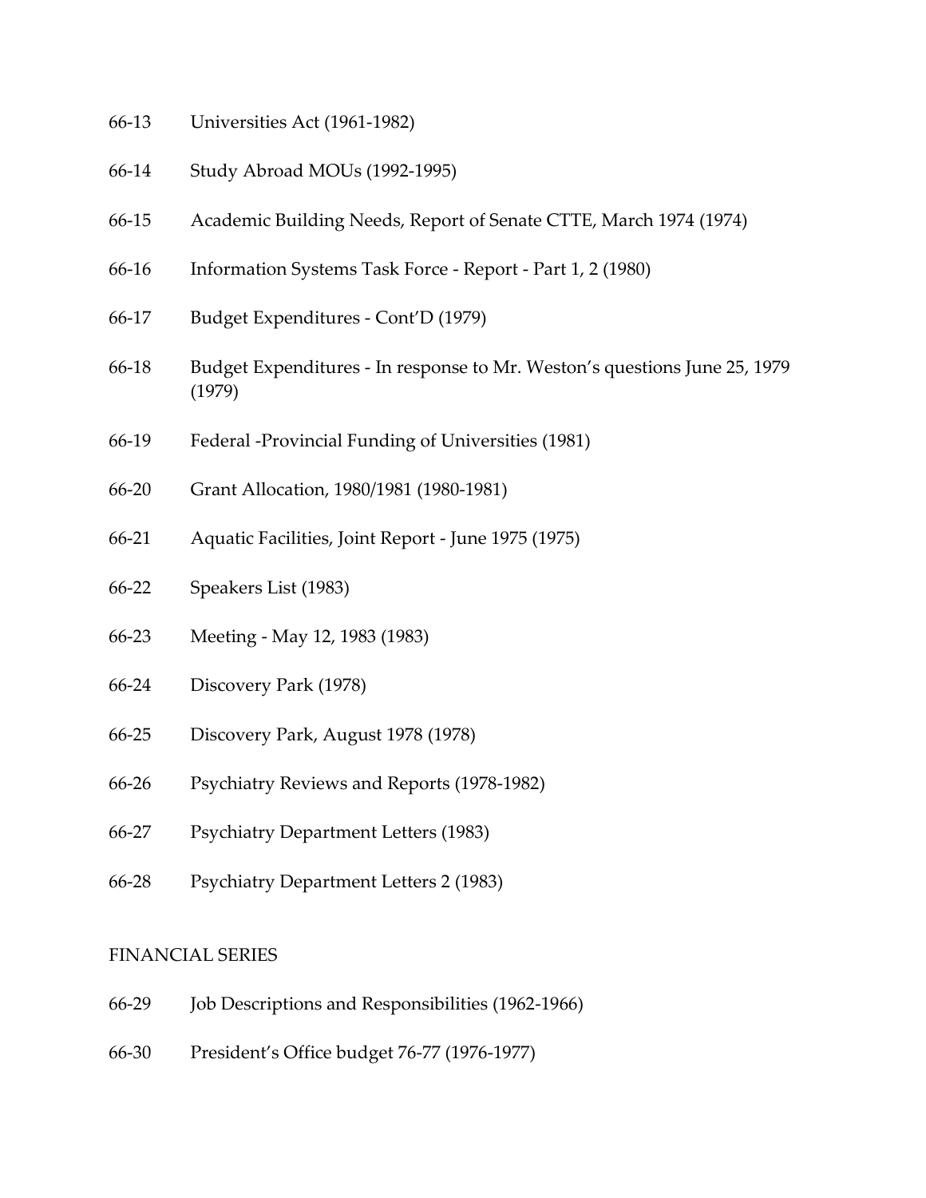66-13 Universities Act (1961-1982)

66-14 Study Abroad MOUs (1992-1995)

66-15 Academic Building Needs, Report of Senate CTTE, March 1974 (1974)

66-16 Information Systems Task Force - Report - Part 1, 2 (1980)

66-17 Budget Expenditures - Cont'D (1979)

66-18 Budget Expenditures - In response to Mr. Weston's questions June 25, 1979 (1979)

66-19 Federal -Provincial Funding of Universities (1981)

66-20 Grant Allocation, 1980/1981 (1980-1981)

66-21 Aquatic Facilities, Joint Report - June 1975 (1975)

66-22 Speakers List (1983)

66-23 Meeting - May 12, 1983 (1983)

66-24 Discovery Park (1978)

66-25 Discovery Park, August 1978 (1978)

66-26 Psychiatry Reviews and Reports (1978-1982)

66-27 Psychiatry Department Letters (1983)

66-28 Psychiatry Department Letters 2 (1983)

FINANCIAL SERIES

66-29 Job Descriptions and Responsibilities (1962-1966)

66-30 President's Office budget 76-77 (1976-1977)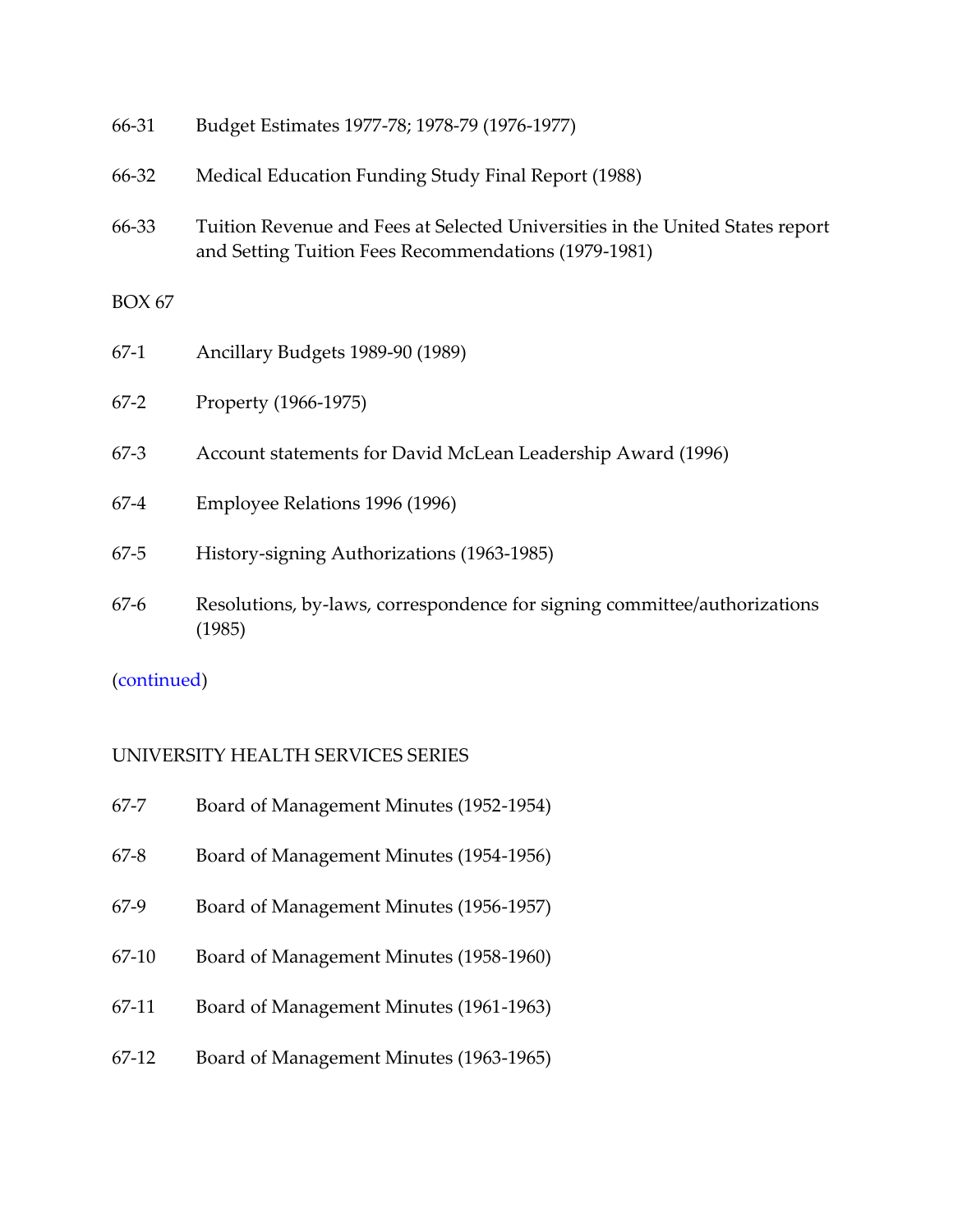66-31 Budget Estimates 1977-78; 1978-79 (1976-1977)

66-32 Medical Education Funding Study Final Report (1988)

66-33 Tuition Revenue and Fees at Selected Universities in the United States report and Setting Tuition Fees Recommendations (1979-1981)

BOX 67

67-1 Ancillary Budgets 1989-90 (1989)

67-2 Property (1966-1975)

67-3 Account statements for David McLean Leadership Award (1996)

67-4 Employee Relations 1996 (1996)

67-5 History-signing Authorizations (1963-1985)

67-6 Resolutions, by-laws, correspondence for signing committee/authorizations (1985)

(continued)

UNIVERSITY HEALTH SERVICES SERIES

67-7 Board of Management Minutes (1952-1954)

67-8 Board of Management Minutes (1954-1956)

67-9 Board of Management Minutes (1956-1957)

67-10 Board of Management Minutes (1958-1960)

67-11 Board of Management Minutes (1961-1963)

67-12 Board of Management Minutes (1963-1965)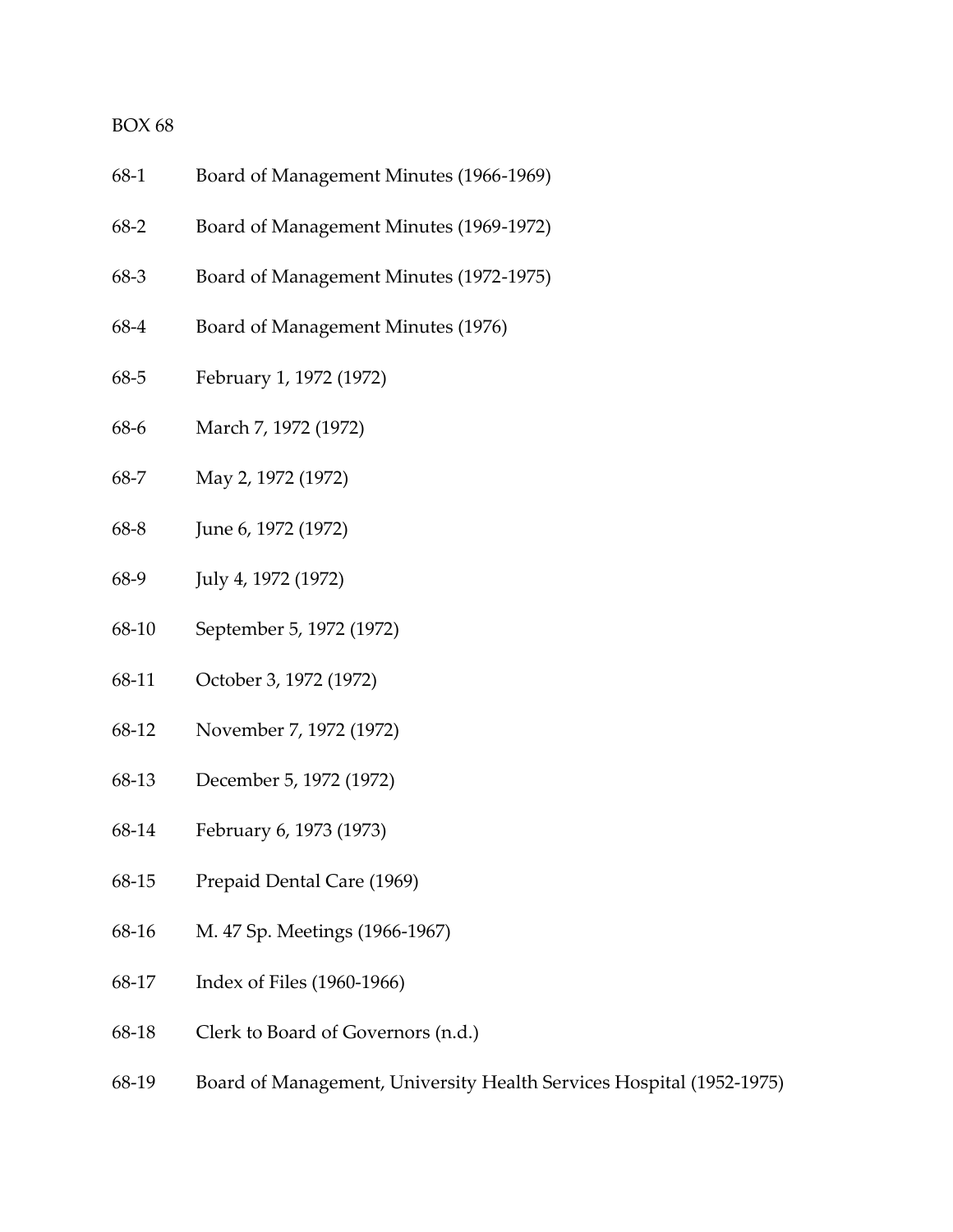BOX 68

68-1 Board of Management Minutes (1966-1969)

68-2 Board of Management Minutes (1969-1972)

68-3 Board of Management Minutes (1972-1975)

68-4 Board of Management Minutes (1976)

68-5 February 1, 1972 (1972)

68-6 March 7, 1972 (1972)

68-7 May 2, 1972 (1972)

68-8 June 6, 1972 (1972)

68-9 July 4, 1972 (1972)

68-10 September 5, 1972 (1972)

68-11 October 3, 1972 (1972)

68-12 November 7, 1972 (1972)

68-13 December 5, 1972 (1972)

68-14 February 6, 1973 (1973)

68-15 Prepaid Dental Care (1969)

68-16 M. 47 Sp. Meetings (1966-1967)

68-17 Index of Files (1960-1966)

68-18 Clerk to Board of Governors (n.d.)

68-19 Board of Management, University Health Services Hospital (1952-1975)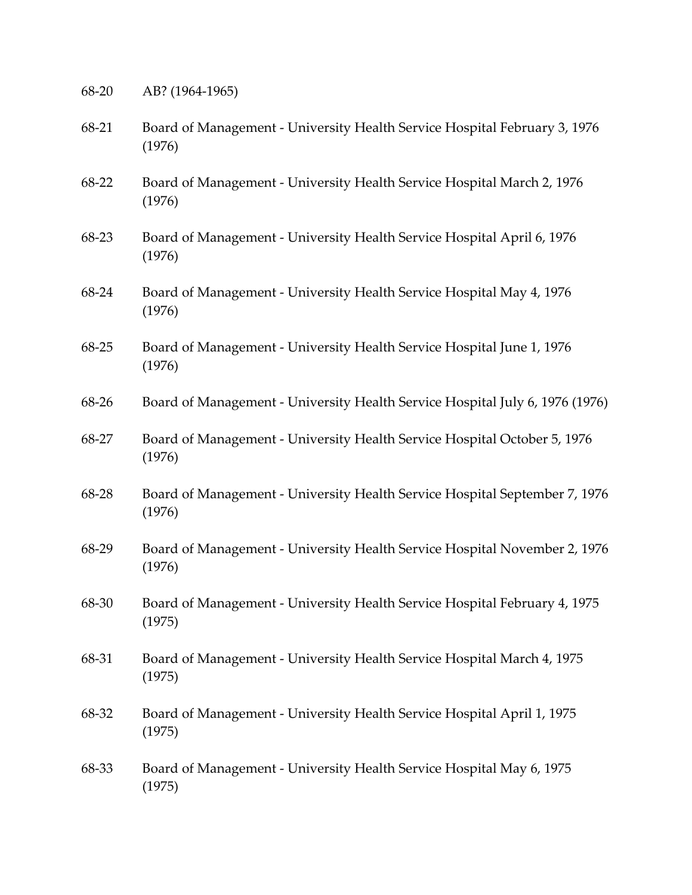68-20 AB? (1964-1965)

68-21 Board of Management - University Health Service Hospital February 3, 1976 (1976)

68-22 Board of Management - University Health Service Hospital March 2, 1976 (1976)

68-23 Board of Management - University Health Service Hospital April 6, 1976 (1976)

68-24 Board of Management - University Health Service Hospital May 4, 1976 (1976)

68-25 Board of Management - University Health Service Hospital June 1, 1976 (1976)

68-26 Board of Management - University Health Service Hospital July 6, 1976 (1976)

68-27 Board of Management - University Health Service Hospital October 5, 1976 (1976)

68-28 Board of Management - University Health Service Hospital September 7, 1976 (1976)

68-29 Board of Management - University Health Service Hospital November 2, 1976 (1976)

68-30 Board of Management - University Health Service Hospital February 4, 1975 (1975)

68-31 Board of Management - University Health Service Hospital March 4, 1975 (1975)

68-32 Board of Management - University Health Service Hospital April 1, 1975 (1975)

68-33 Board of Management - University Health Service Hospital May 6, 1975 (1975)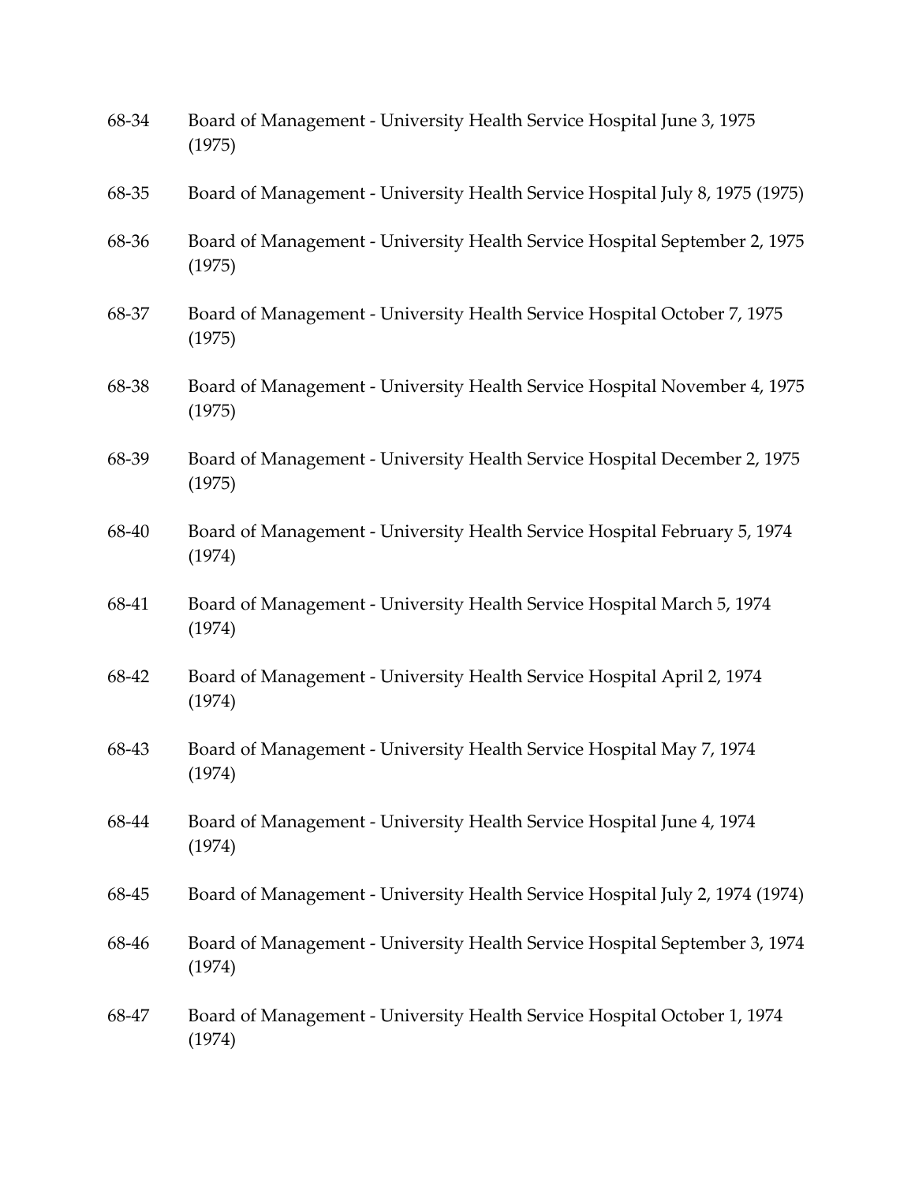68-34 Board of Management - University Health Service Hospital June 3, 1975 (1975)

68-35 Board of Management - University Health Service Hospital July 8, 1975 (1975)

68-36 Board of Management - University Health Service Hospital September 2, 1975 (1975)

68-37 Board of Management - University Health Service Hospital October 7, 1975 (1975)

68-38 Board of Management - University Health Service Hospital November 4, 1975 (1975)

68-39 Board of Management - University Health Service Hospital December 2, 1975 (1975)

68-40 Board of Management - University Health Service Hospital February 5, 1974 (1974)

68-41 Board of Management - University Health Service Hospital March 5, 1974 (1974)

68-42 Board of Management - University Health Service Hospital April 2, 1974 (1974)

68-43 Board of Management - University Health Service Hospital May 7, 1974 (1974)

68-44 Board of Management - University Health Service Hospital June 4, 1974 (1974)

68-45 Board of Management - University Health Service Hospital July 2, 1974 (1974)

68-46 Board of Management - University Health Service Hospital September 3, 1974 (1974)

68-47 Board of Management - University Health Service Hospital October 1, 1974 (1974)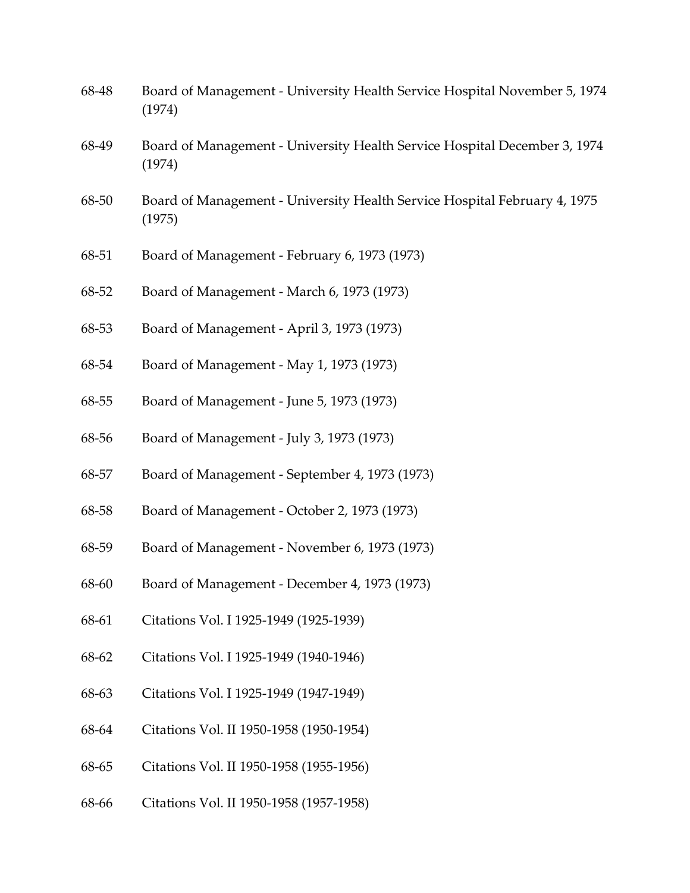68-48 Board of Management - University Health Service Hospital November 5, 1974 (1974)

68-49 Board of Management - University Health Service Hospital December 3, 1974 (1974)

68-50 Board of Management - University Health Service Hospital February 4, 1975 (1975)

68-51 Board of Management - February 6, 1973 (1973)

68-52 Board of Management - March 6, 1973 (1973)

68-53 Board of Management - April 3, 1973 (1973)

68-54 Board of Management - May 1, 1973 (1973)

68-55 Board of Management - June 5, 1973 (1973)

68-56 Board of Management - July 3, 1973 (1973)

68-57 Board of Management - September 4, 1973 (1973)

68-58 Board of Management - October 2, 1973 (1973)

68-59 Board of Management - November 6, 1973 (1973)

68-60 Board of Management - December 4, 1973 (1973)

68-61 Citations Vol. I 1925-1949 (1925-1939)

68-62 Citations Vol. I 1925-1949 (1940-1946)

68-63 Citations Vol. I 1925-1949 (1947-1949)

68-64 Citations Vol. II 1950-1958 (1950-1954)

68-65 Citations Vol. II 1950-1958 (1955-1956)

68-66 Citations Vol. II 1950-1958 (1957-1958)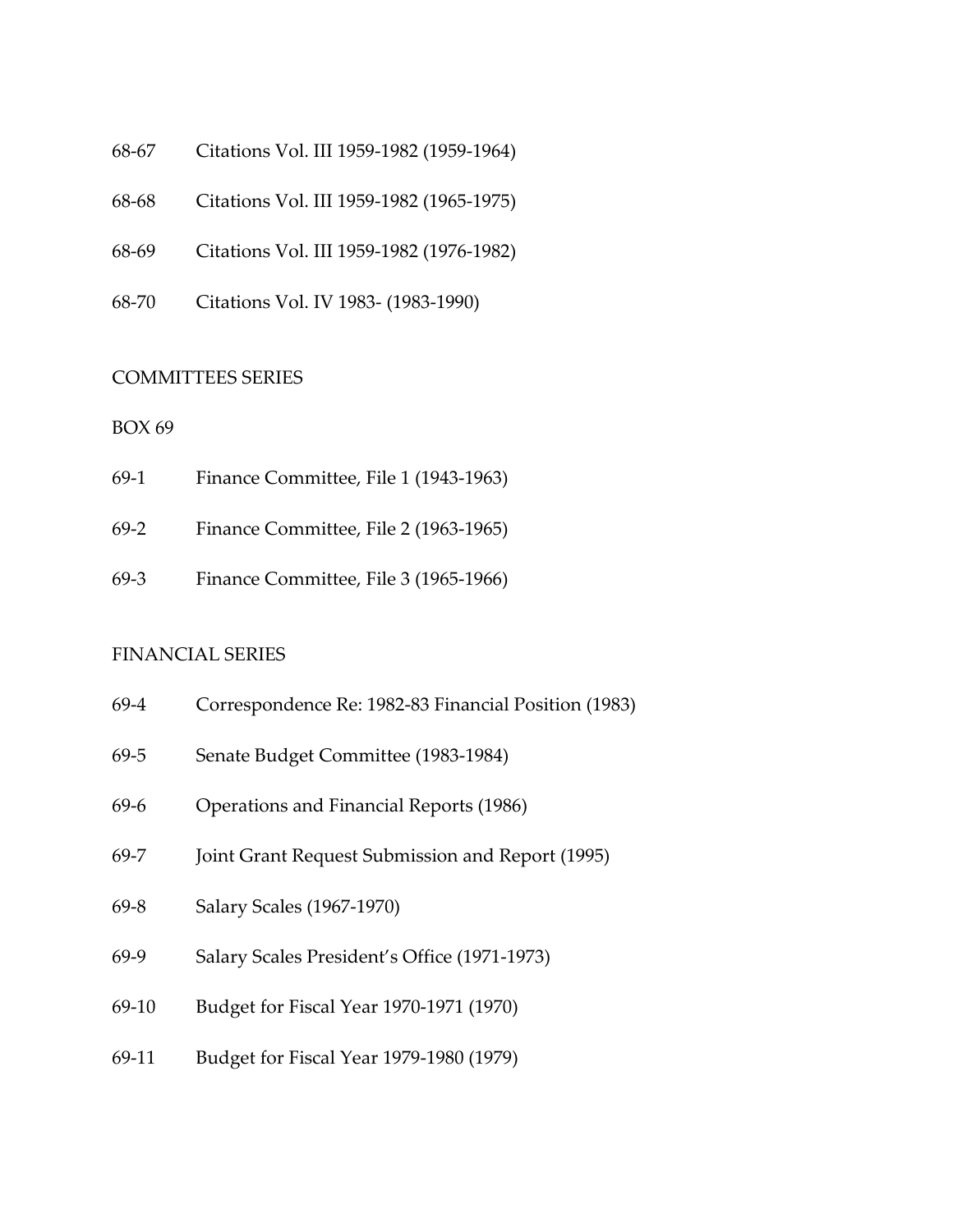68-67 Citations Vol. III 1959-1982 (1959-1964)

68-68 Citations Vol. III 1959-1982 (1965-1975)

68-69 Citations Vol. III 1959-1982 (1976-1982)

68-70 Citations Vol. IV 1983- (1983-1990)

COMMITTEES SERIES

BOX 69

69-1 Finance Committee, File 1 (1943-1963)

69-2 Finance Committee, File 2 (1963-1965)

69-3 Finance Committee, File 3 (1965-1966)

FINANCIAL SERIES

69-4 Correspondence Re: 1982-83 Financial Position (1983)

69-5 Senate Budget Committee (1983-1984)

69-6 Operations and Financial Reports (1986)

69-7 Joint Grant Request Submission and Report (1995)

69-8 Salary Scales (1967-1970)

69-9 Salary Scales President's Office (1971-1973)

69-10 Budget for Fiscal Year 1970-1971 (1970)

69-11 Budget for Fiscal Year 1979-1980 (1979)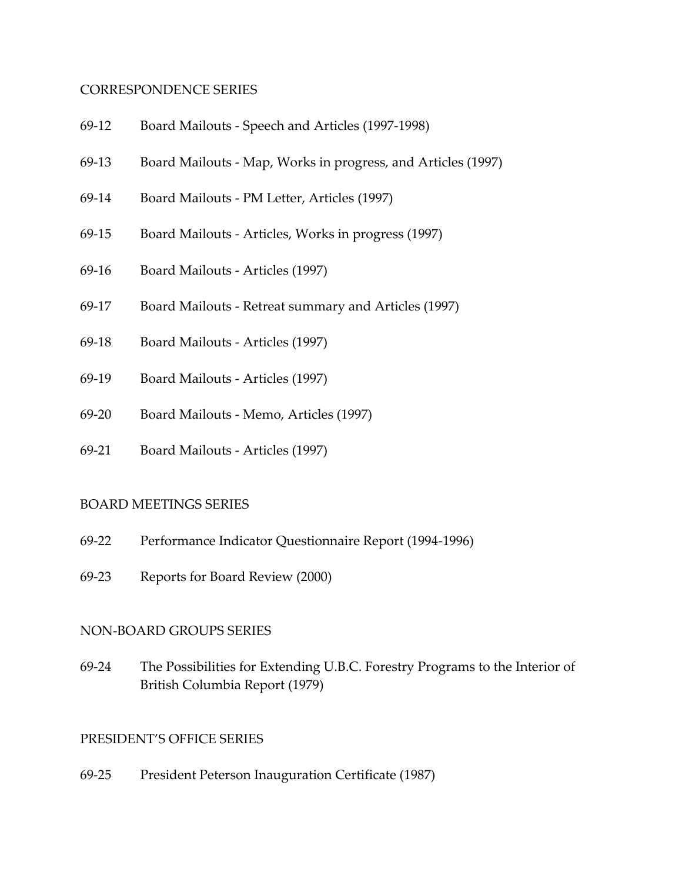## CORRESPONDENCE SERIES

69-12 Board Mailouts - Speech and Articles (1997-1998)

69-13 Board Mailouts - Map, Works in progress, and Articles (1997)

69-14 Board Mailouts - PM Letter, Articles (1997)

69-15 Board Mailouts - Articles, Works in progress (1997)

69-16 Board Mailouts - Articles (1997)

69-17 Board Mailouts - Retreat summary and Articles (1997)

69-18 Board Mailouts - Articles (1997)

69-19 Board Mailouts - Articles (1997)

69-20 Board Mailouts - Memo, Articles (1997)

69-21 Board Mailouts - Articles (1997)

## BOARD MEETINGS SERIES

69-22 Performance Indicator Questionnaire Report (1994-1996)

69-23 Reports for Board Review (2000)

## NON-BOARD GROUPS SERIES

69-24 The Possibilities for Extending U.B.C. Forestry Programs to the Interior of British Columbia Report (1979)

## PRESIDENT'S OFFICE SERIES

69-25 President Peterson Inauguration Certificate (1987)